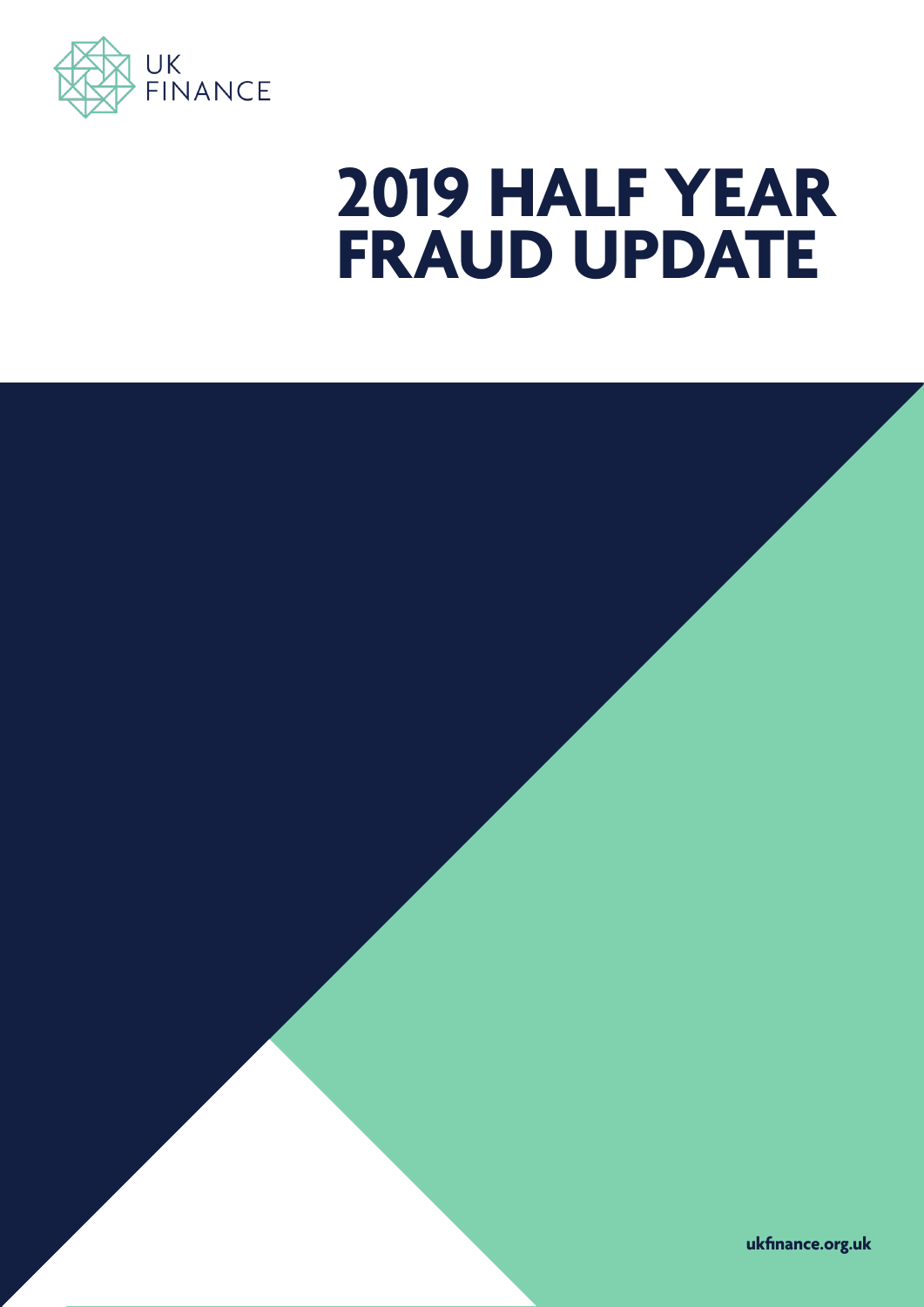UK FINANCE

# 2019 HALF YEAR FRAUD UPDATE

ukfinance.org.uk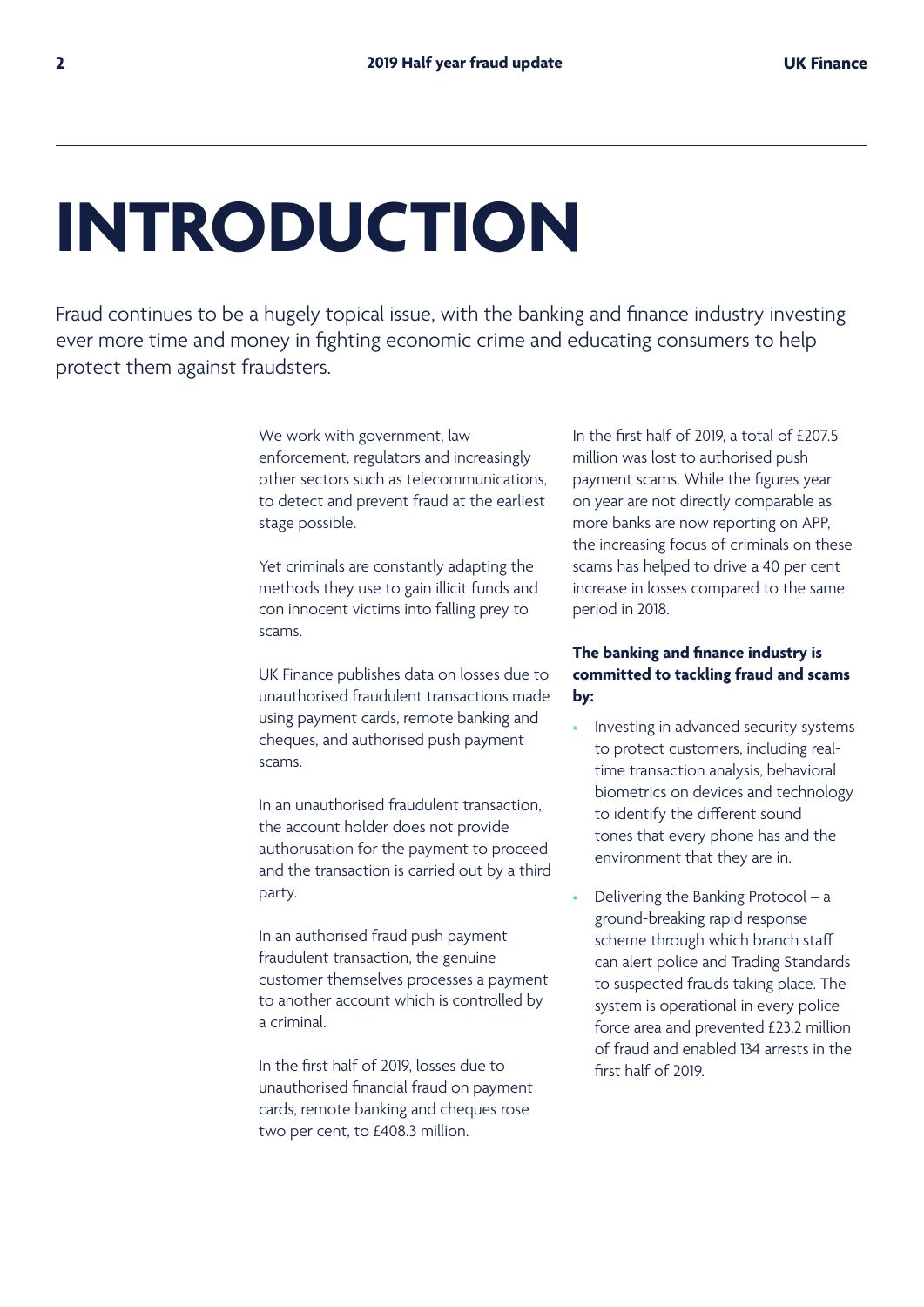# INTRODUCTION

Fraud continues to be a hugely topical issue, with the banking and finance industry investing ever more time and money in fighting economic crime and educating consumers to help protect them against fraudsters.

We work with government, law enforcement, regulators and increasingly other sectors such as telecommunications, to detect and prevent fraud at the earliest stage possible.

Yet criminals are constantly adapting the methods they use to gain illicit funds and con innocent victims into falling prey to scams.

UK Finance publishes data on losses due to unauthorised fraudulent transactions made using payment cards, remote banking and cheques, and authorised push payment scams.

In an unauthorised fraudulent transaction, the account holder does not provide authorusation for the payment to proceed and the transaction is carried out by a third party.

In an authorised fraud push payment fraudulent transaction, the genuine customer themselves processes a payment to another account which is controlled by a criminal.

In the first half of 2019, losses due to unauthorised financial fraud on payment cards, remote banking and cheques rose two per cent, to £408.3 million.

In the first half of 2019, a total of £207.5 million was lost to authorised push payment scams. While the figures year on year are not directly comparable as more banks are now reporting on APP, the increasing focus of criminals on these scams has helped to drive a 40 per cent increase in losses compared to the same period in 2018.

**The banking and finance industry is committed to tackling fraud and scams by:**

- Investing in advanced security systems to protect customers, including real-time transaction analysis, behavioral biometrics on devices and technology to identify the different sound tones that every phone has and the environment that they are in.
- Delivering the Banking Protocol – a ground-breaking rapid response scheme through which branch staff can alert police and Trading Standards to suspected frauds taking place. The system is operational in every police force area and prevented £23.2 million of fraud and enabled 134 arrests in the first half of 2019.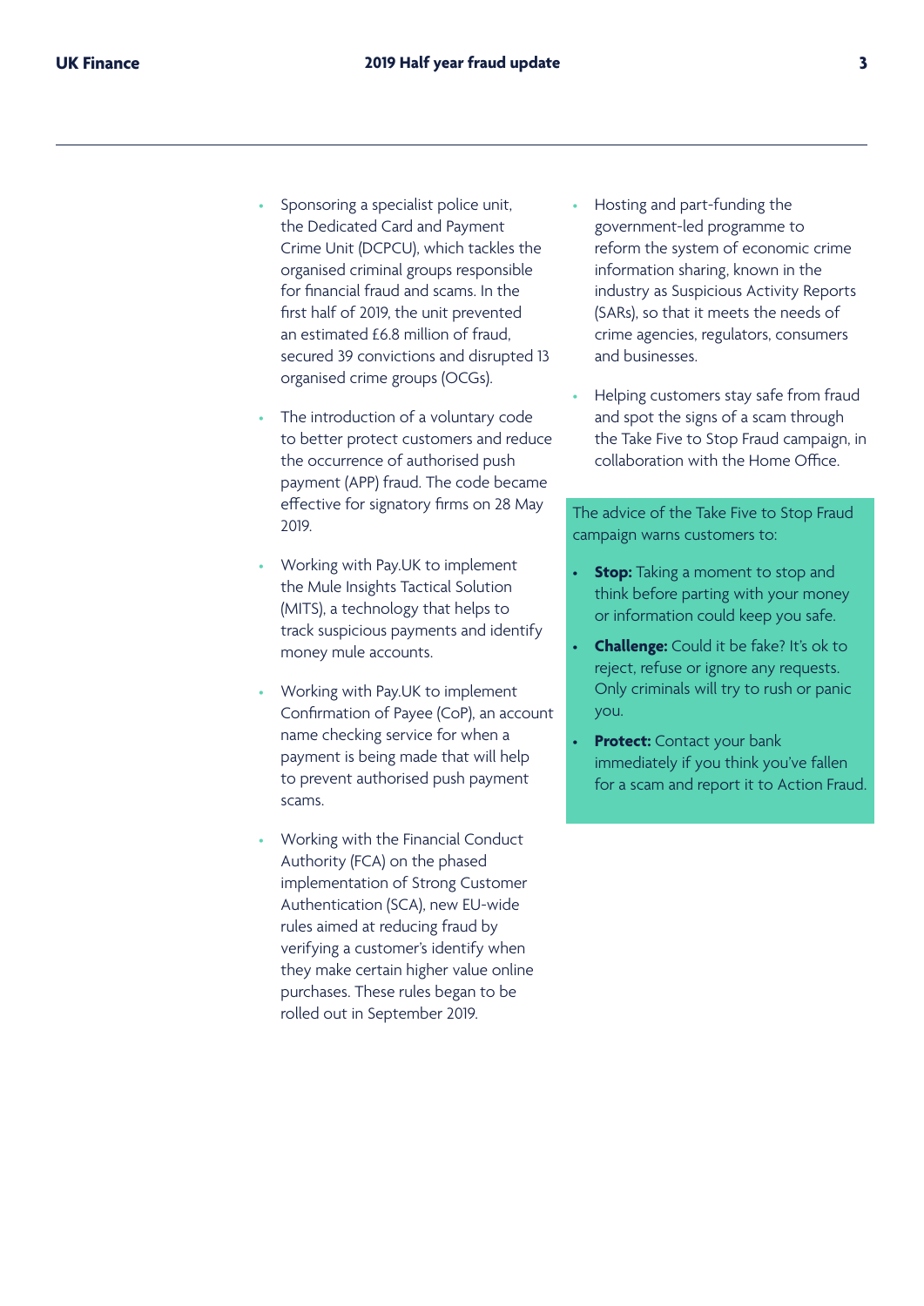- Sponsoring a specialist police unit, the Dedicated Card and Payment Crime Unit (DCPCU), which tackles the organised criminal groups responsible for financial fraud and scams. In the first half of 2019, the unit prevented an estimated £6.8 million of fraud, secured 39 convictions and disrupted 13 organised crime groups (OCGs).

- The introduction of a voluntary code to better protect customers and reduce the occurrence of authorised push payment (APP) fraud. The code became effective for signatory firms on 28 May 2019.

- Working with Pay.UK to implement the Mule Insights Tactical Solution (MITS), a technology that helps to track suspicious payments and identify money mule accounts.

- Working with Pay.UK to implement Confirmation of Payee (CoP), an account name checking service for when a payment is being made that will help to prevent authorised push payment scams.

- Working with the Financial Conduct Authority (FCA) on the phased implementation of Strong Customer Authentication (SCA), new EU-wide rules aimed at reducing fraud by verifying a customer's identify when they make certain higher value online purchases. These rules began to be rolled out in September 2019.

- Hosting and part-funding the government-led programme to reform the system of economic crime information sharing, known in the industry as Suspicious Activity Reports (SARs), so that it meets the needs of crime agencies, regulators, consumers and businesses.

- Helping customers stay safe from fraud and spot the signs of a scam through the Take Five to Stop Fraud campaign, in collaboration with the Home Office.

The advice of the Take Five to Stop Fraud campaign warns customers to:

- **Stop:** Taking a moment to stop and think before parting with your money or information could keep you safe.
- **Challenge:** Could it be fake? It's ok to reject, refuse or ignore any requests. Only criminals will try to rush or panic you.
- **Protect:** Contact your bank immediately if you think you've fallen for a scam and report it to Action Fraud.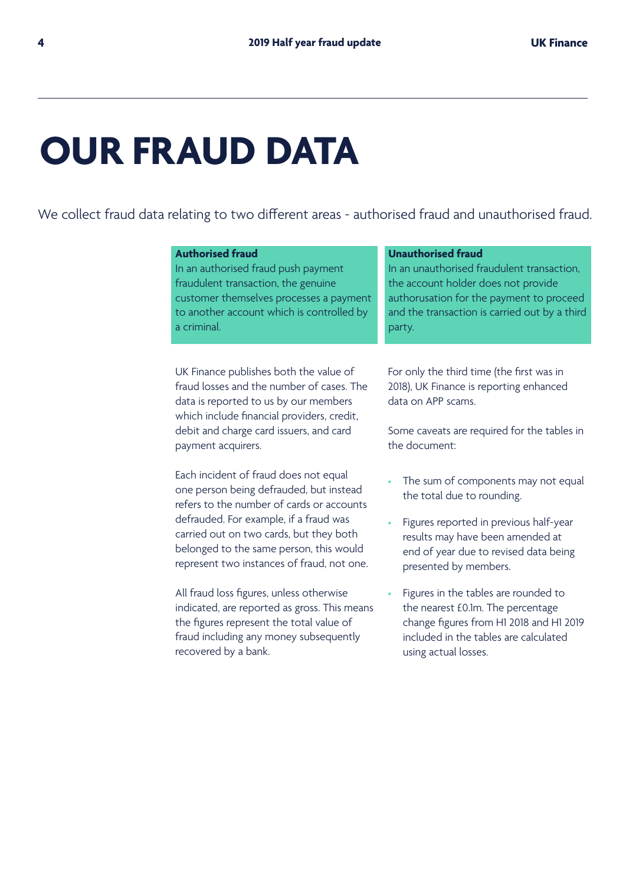# OUR FRAUD DATA

We collect fraud data relating to two different areas - authorised fraud and unauthorised fraud.

**Authorised fraud**
In an authorised fraud push payment fraudulent transaction, the genuine customer themselves processes a payment to another account which is controlled by a criminal.

**Unauthorised fraud**
In an unauthorised fraudulent transaction, the account holder does not provide authorusation for the payment to proceed and the transaction is carried out by a third party.

UK Finance publishes both the value of fraud losses and the number of cases. The data is reported to us by our members which include financial providers, credit, debit and charge card issuers, and card payment acquirers.

Each incident of fraud does not equal one person being defrauded, but instead refers to the number of cards or accounts defrauded. For example, if a fraud was carried out on two cards, but they both belonged to the same person, this would represent two instances of fraud, not one.

All fraud loss figures, unless otherwise indicated, are reported as gross. This means the figures represent the total value of fraud including any money subsequently recovered by a bank.

For only the third time (the first was in 2018), UK Finance is reporting enhanced data on APP scams.

Some caveats are required for the tables in the document:

- The sum of components may not equal the total due to rounding.
- Figures reported in previous half-year results may have been amended at end of year due to revised data being presented by members.
- Figures in the tables are rounded to the nearest £0.1m. The percentage change figures from H1 2018 and H1 2019 included in the tables are calculated using actual losses.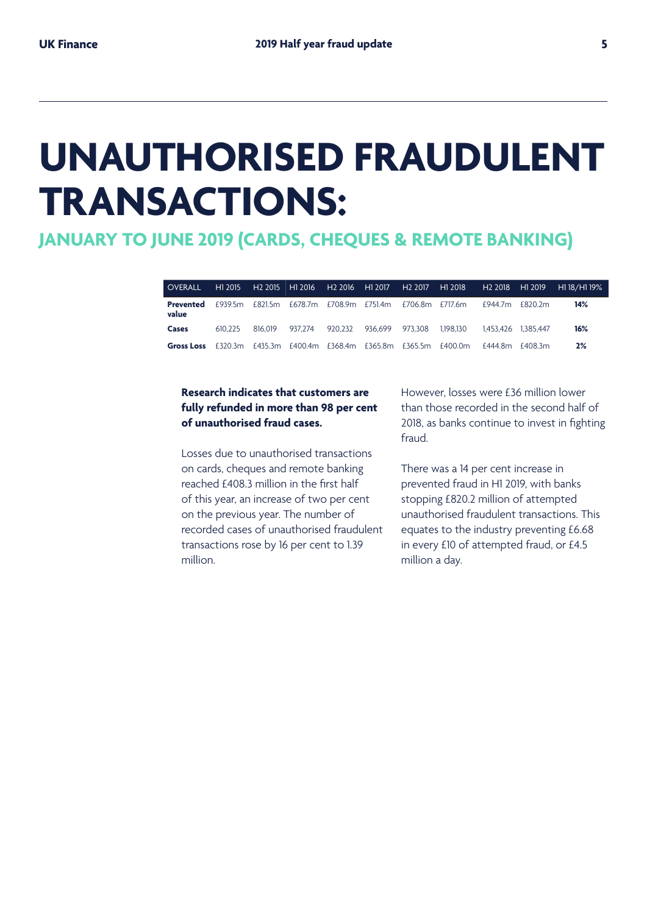# UNAUTHORISED FRAUDULENT TRANSACTIONS:

## JANUARY TO JUNE 2019 (CARDS, CHEQUES & REMOTE BANKING)

| OVERALL | H1 2015 | H2 2015 | H1 2016 | H2 2016 | H1 2017 | H2 2017 | H1 2018 | H2 2018 | H1 2019 | H1 18/H1 19% |
|---|---|---|---|---|---|---|---|---|---|---|
| **Prevented value** | £939.5m | £821.5m | £678.7m | £708.9m | £751.4m | £706.8m | £717.6m | £944.7m | £820.2m | **14%** |
| **Cases** | 610,225 | 816,019 | 937,274 | 920,232 | 936,699 | 973,308 | 1,198,130 | 1,453,426 | 1,385,447 | **16%** |
| **Gross Loss** | £320.3m | £435.3m | £400.4m | £368.4m | £365.8m | £365.5m | £400.0m | £444.8m | £408.3m | **2%** |

**Research indicates that customers are fully refunded in more than 98 per cent of unauthorised fraud cases.**

Losses due to unauthorised transactions on cards, cheques and remote banking reached £408.3 million in the first half of this year, an increase of two per cent on the previous year. The number of recorded cases of unauthorised fraudulent transactions rose by 16 per cent to 1.39 million.

However, losses were £36 million lower than those recorded in the second half of 2018, as banks continue to invest in fighting fraud.

There was a 14 per cent increase in prevented fraud in H1 2019, with banks stopping £820.2 million of attempted unauthorised fraudulent transactions. This equates to the industry preventing £6.68 in every £10 of attempted fraud, or £4.5 million a day.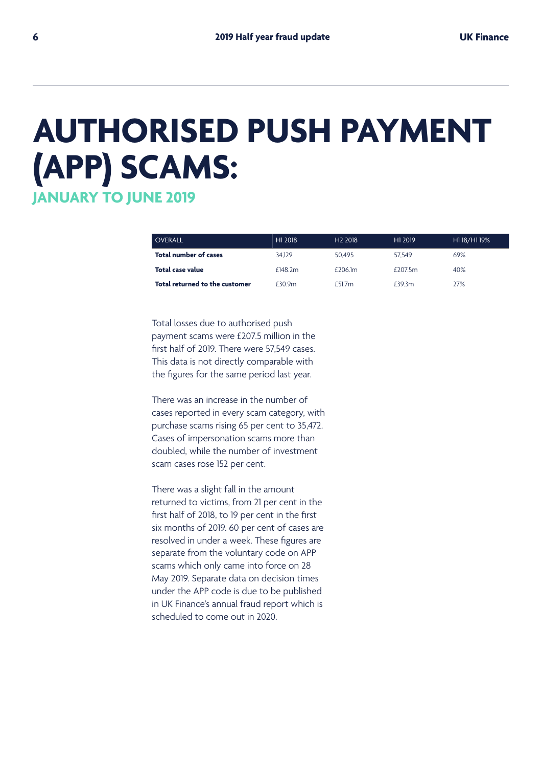# AUTHORISED PUSH PAYMENT (APP) SCAMS:

## JANUARY TO JUNE 2019

| OVERALL | H1 2018 | H2 2018 | H1 2019 | H1 18/H1 19% |
|---|---|---|---|---|
| **Total number of cases** | 34,129 | 50,495 | 57,549 | 69% |
| **Total case value** | £148.2m | £206.1m | £207.5m | 40% |
| **Total returned to the customer** | £30.9m | £51.7m | £39.3m | 27% |

Total losses due to authorised push payment scams were £207.5 million in the first half of 2019. There were 57,549 cases. This data is not directly comparable with the figures for the same period last year.

There was an increase in the number of cases reported in every scam category, with purchase scams rising 65 per cent to 35,472. Cases of impersonation scams more than doubled, while the number of investment scam cases rose 152 per cent.

There was a slight fall in the amount returned to victims, from 21 per cent in the first half of 2018, to 19 per cent in the first six months of 2019. 60 per cent of cases are resolved in under a week. These figures are separate from the voluntary code on APP scams which only came into force on 28 May 2019. Separate data on decision times under the APP code is due to be published in UK Finance's annual fraud report which is scheduled to come out in 2020.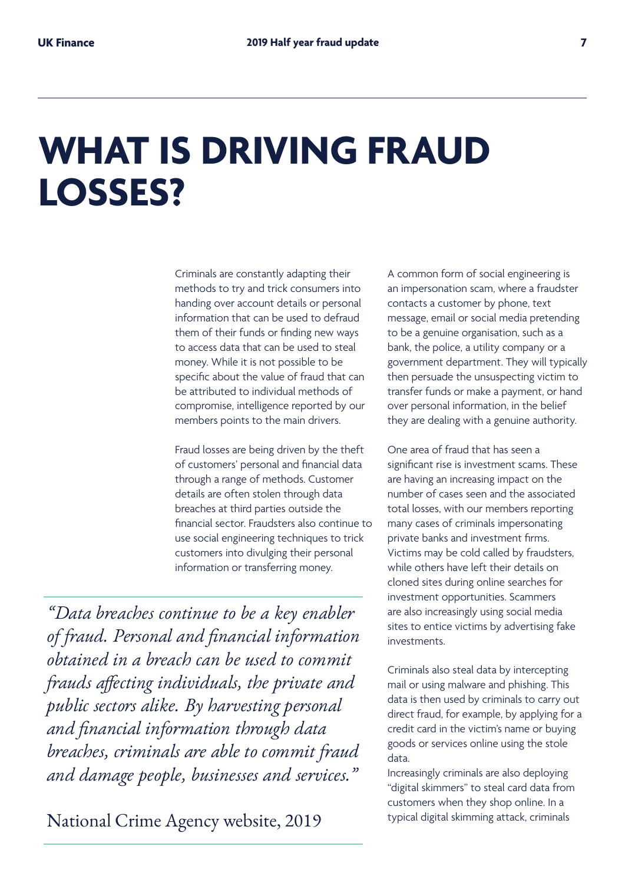# WHAT IS DRIVING FRAUD LOSSES?

Criminals are constantly adapting their methods to try and trick consumers into handing over account details or personal information that can be used to defraud them of their funds or finding new ways to access data that can be used to steal money. While it is not possible to be specific about the value of fraud that can be attributed to individual methods of compromise, intelligence reported by our members points to the main drivers.

Fraud losses are being driven by the theft of customers' personal and financial data through a range of methods. Customer details are often stolen through data breaches at third parties outside the financial sector. Fraudsters also continue to use social engineering techniques to trick customers into divulging their personal information or transferring money.

> *"Data breaches continue to be a key enabler of fraud. Personal and financial information obtained in a breach can be used to commit frauds affecting individuals, the private and public sectors alike. By harvesting personal and financial information through data breaches, criminals are able to commit fraud and damage people, businesses and services."*
>
> National Crime Agency website, 2019

A common form of social engineering is an impersonation scam, where a fraudster contacts a customer by phone, text message, email or social media pretending to be a genuine organisation, such as a bank, the police, a utility company or a government department. They will typically then persuade the unsuspecting victim to transfer funds or make a payment, or hand over personal information, in the belief they are dealing with a genuine authority.

One area of fraud that has seen a significant rise is investment scams. These are having an increasing impact on the number of cases seen and the associated total losses, with our members reporting many cases of criminals impersonating private banks and investment firms. Victims may be cold called by fraudsters, while others have left their details on cloned sites during online searches for investment opportunities. Scammers are also increasingly using social media sites to entice victims by advertising fake investments.

Criminals also steal data by intercepting mail or using malware and phishing. This data is then used by criminals to carry out direct fraud, for example, by applying for a credit card in the victim's name or buying goods or services online using the stole data.

Increasingly criminals are also deploying "digital skimmers" to steal card data from customers when they shop online. In a typical digital skimming attack, criminals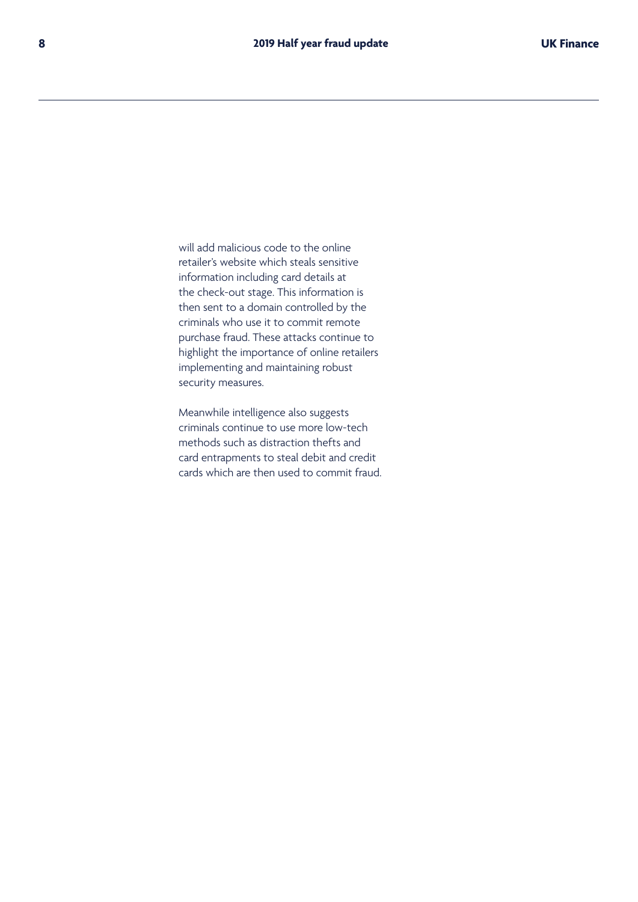will add malicious code to the online retailer's website which steals sensitive information including card details at the check-out stage. This information is then sent to a domain controlled by the criminals who use it to commit remote purchase fraud. These attacks continue to highlight the importance of online retailers implementing and maintaining robust security measures.

Meanwhile intelligence also suggests criminals continue to use more low-tech methods such as distraction thefts and card entrapments to steal debit and credit cards which are then used to commit fraud.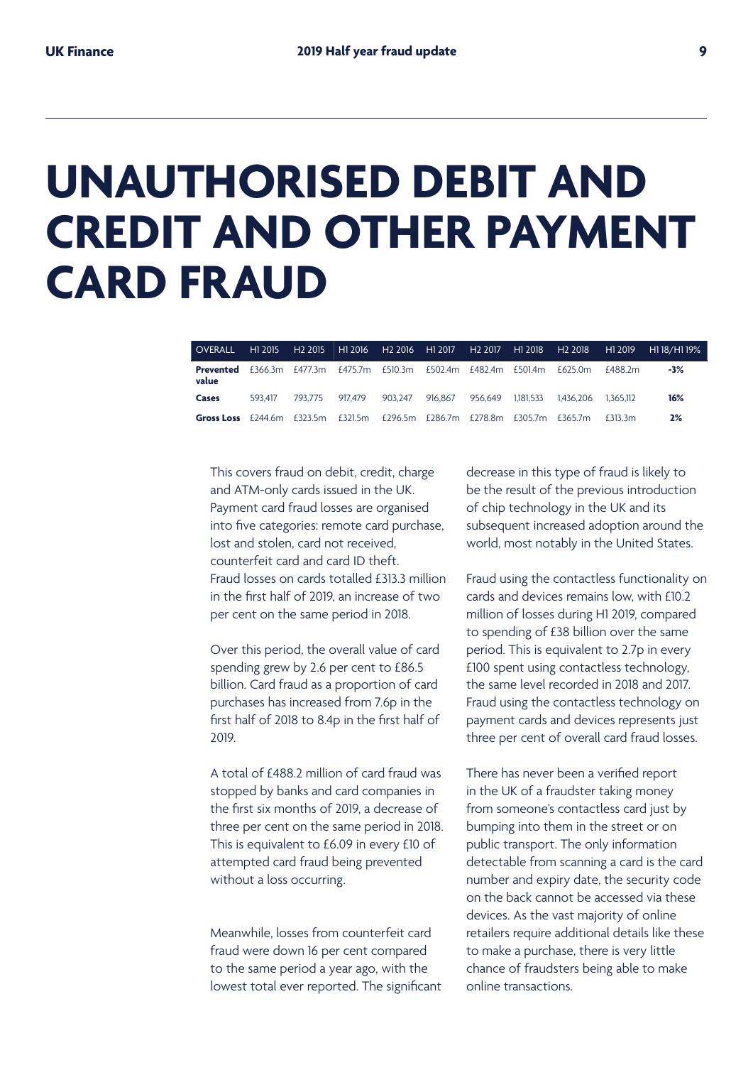# UNAUTHORISED DEBIT AND CREDIT AND OTHER PAYMENT CARD FRAUD

| OVERALL | H1 2015 | H2 2015 | H1 2016 | H2 2016 | H1 2017 | H2 2017 | H1 2018 | H2 2018 | H1 2019 | H1 18/H1 19% |
|---|---|---|---|---|---|---|---|---|---|---|
| **Prevented value** | £366.3m | £477.3m | £475.7m | £510.3m | £502.4m | £482.4m | £501.4m | £625.0m | £488.2m | **-3%** |
| **Cases** | 593,417 | 793,775 | 917,479 | 903,247 | 916,867 | 956,649 | 1,181,533 | 1,436,206 | 1,365,112 | **16%** |
| **Gross Loss** | £244.6m | £323.5m | £321.5m | £296.5m | £286.7m | £278.8m | £305.7m | £365.7m | £313.3m | **2%** |

This covers fraud on debit, credit, charge and ATM-only cards issued in the UK. Payment card fraud losses are organised into five categories: remote card purchase, lost and stolen, card not received, counterfeit card and card ID theft. Fraud losses on cards totalled £313.3 million in the first half of 2019, an increase of two per cent on the same period in 2018.

Over this period, the overall value of card spending grew by 2.6 per cent to £86.5 billion. Card fraud as a proportion of card purchases has increased from 7.6p in the first half of 2018 to 8.4p in the first half of 2019.

A total of £488.2 million of card fraud was stopped by banks and card companies in the first six months of 2019, a decrease of three per cent on the same period in 2018. This is equivalent to £6.09 in every £10 of attempted card fraud being prevented without a loss occurring.

Meanwhile, losses from counterfeit card fraud were down 16 per cent compared to the same period a year ago, with the lowest total ever reported. The significant decrease in this type of fraud is likely to be the result of the previous introduction of chip technology in the UK and its subsequent increased adoption around the world, most notably in the United States.

Fraud using the contactless functionality on cards and devices remains low, with £10.2 million of losses during H1 2019, compared to spending of £38 billion over the same period. This is equivalent to 2.7p in every £100 spent using contactless technology, the same level recorded in 2018 and 2017. Fraud using the contactless technology on payment cards and devices represents just three per cent of overall card fraud losses.

There has never been a verified report in the UK of a fraudster taking money from someone's contactless card just by bumping into them in the street or on public transport. The only information detectable from scanning a card is the card number and expiry date, the security code on the back cannot be accessed via these devices. As the vast majority of online retailers require additional details like these to make a purchase, there is very little chance of fraudsters being able to make online transactions.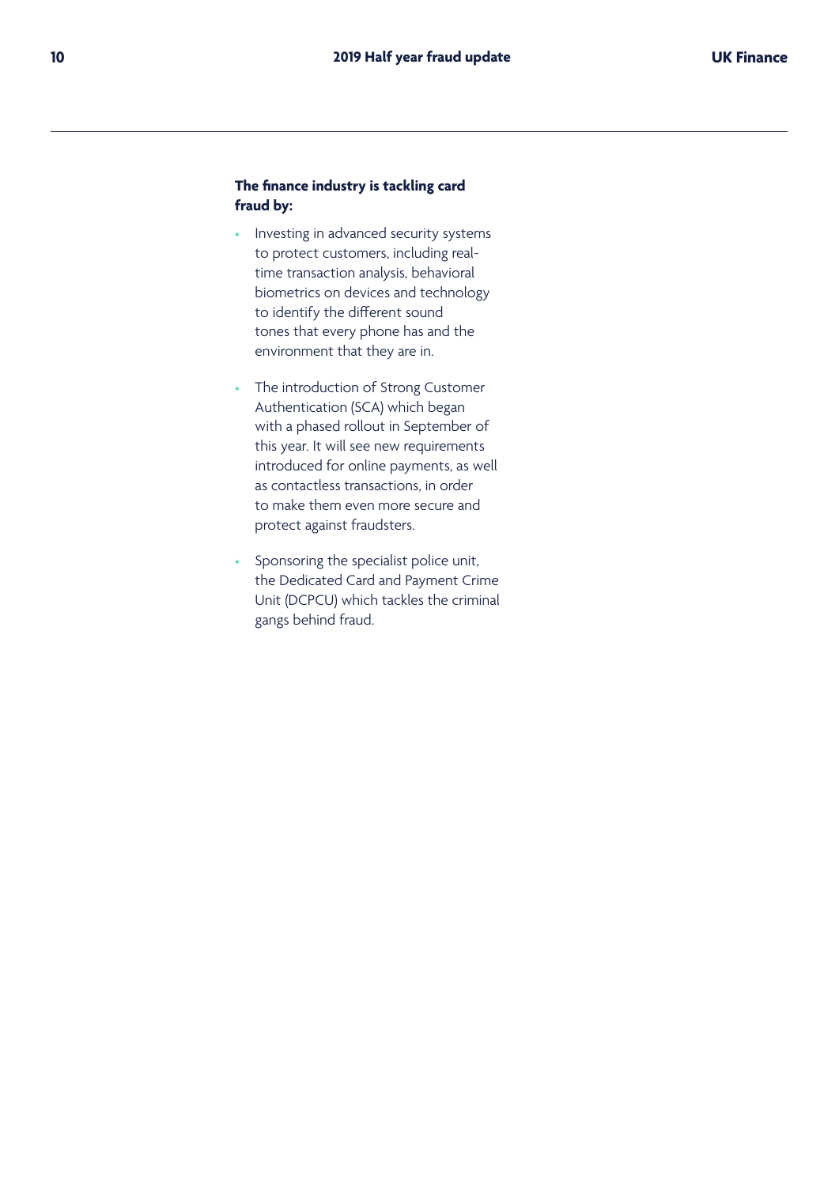**The finance industry is tackling card fraud by:**

- Investing in advanced security systems to protect customers, including real-time transaction analysis, behavioral biometrics on devices and technology to identify the different sound tones that every phone has and the environment that they are in.
- The introduction of Strong Customer Authentication (SCA) which began with a phased rollout in September of this year. It will see new requirements introduced for online payments, as well as contactless transactions, in order to make them even more secure and protect against fraudsters.
- Sponsoring the specialist police unit, the Dedicated Card and Payment Crime Unit (DCPCU) which tackles the criminal gangs behind fraud.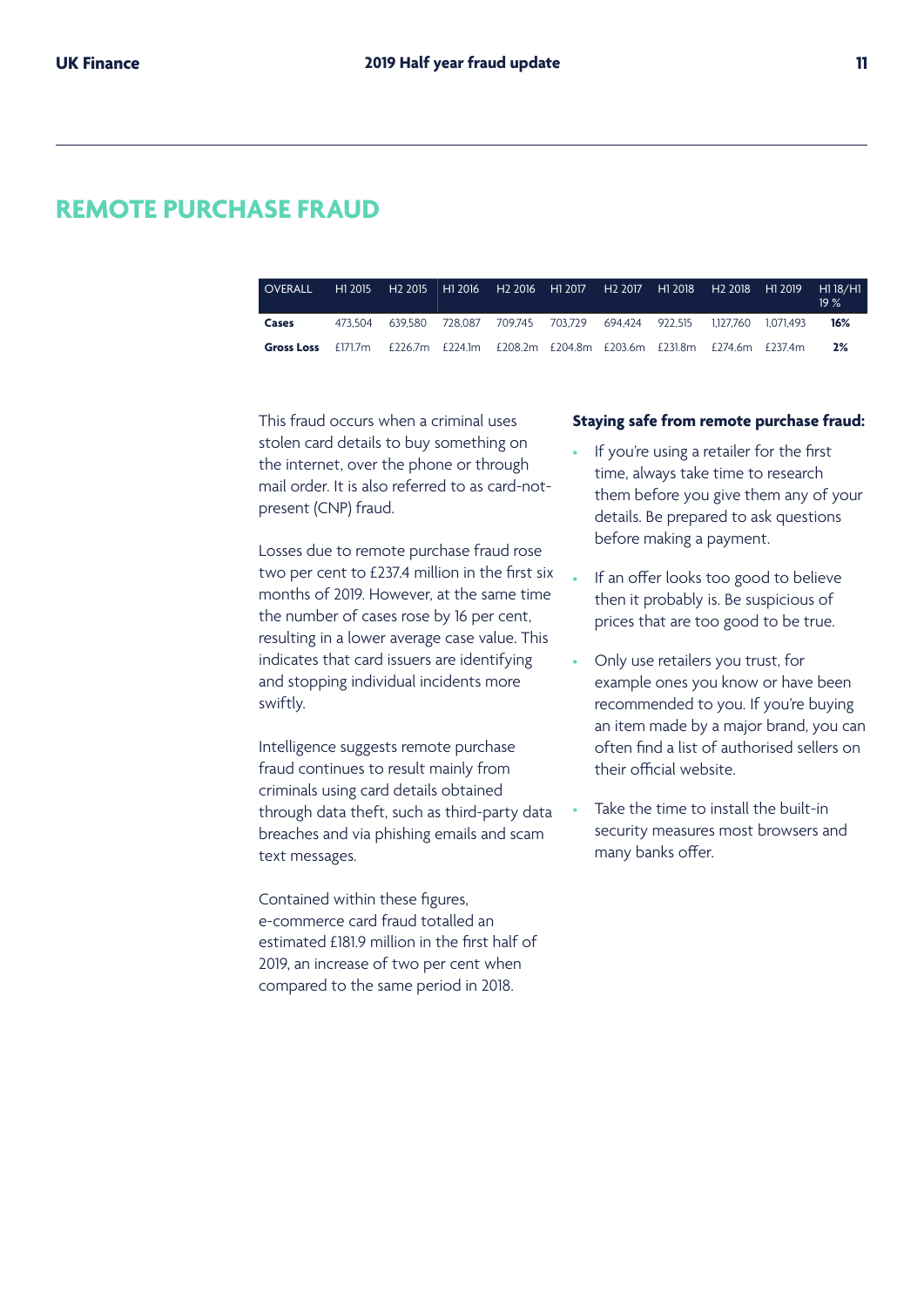# REMOTE PURCHASE FRAUD

| OVERALL | H1 2015 | H2 2015 | H1 2016 | H2 2016 | H1 2017 | H2 2017 | H1 2018 | H2 2018 | H1 2019 | H1 18/H1 19 % |
|---|---|---|---|---|---|---|---|---|---|---|
| **Cases** | 473,504 | 639,580 | 728,087 | 709,745 | 703,729 | 694,424 | 922,515 | 1,127,760 | 1,071,493 | **16%** |
| **Gross Loss** | £171.7m | £226.7m | £224.1m | £208.2m | £204.8m | £203.6m | £231.8m | £274.6m | £237.4m | **2%** |

This fraud occurs when a criminal uses stolen card details to buy something on the internet, over the phone or through mail order. It is also referred to as card-not-present (CNP) fraud.

Losses due to remote purchase fraud rose two per cent to £237.4 million in the first six months of 2019. However, at the same time the number of cases rose by 16 per cent, resulting in a lower average case value. This indicates that card issuers are identifying and stopping individual incidents more swiftly.

Intelligence suggests remote purchase fraud continues to result mainly from criminals using card details obtained through data theft, such as third-party data breaches and via phishing emails and scam text messages.

Contained within these figures, e-commerce card fraud totalled an estimated £181.9 million in the first half of 2019, an increase of two per cent when compared to the same period in 2018.

**Staying safe from remote purchase fraud:**

- If you're using a retailer for the first time, always take time to research them before you give them any of your details. Be prepared to ask questions before making a payment.
- If an offer looks too good to believe then it probably is. Be suspicious of prices that are too good to be true.
- Only use retailers you trust, for example ones you know or have been recommended to you. If you're buying an item made by a major brand, you can often find a list of authorised sellers on their official website.
- Take the time to install the built-in security measures most browsers and many banks offer.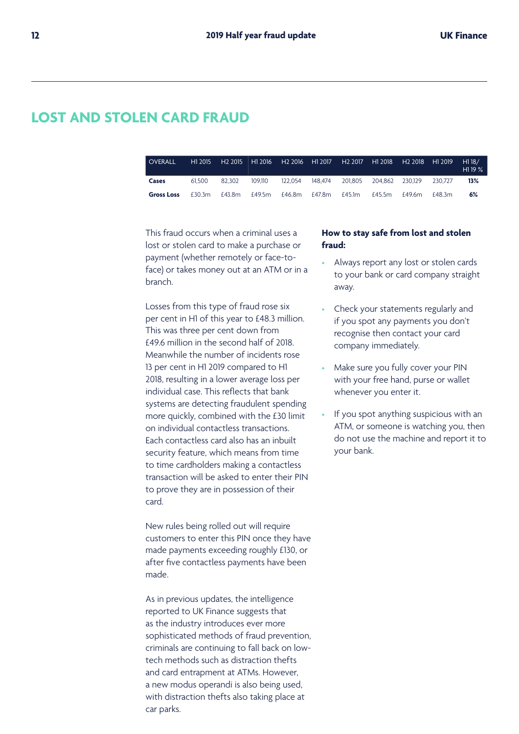# LOST AND STOLEN CARD FRAUD

| OVERALL | H1 2015 | H2 2015 | H1 2016 | H2 2016 | H1 2017 | H2 2017 | H1 2018 | H2 2018 | H1 2019 | H1 18/ H1 19 % |
|---|---|---|---|---|---|---|---|---|---|---|
| **Cases** | 61,500 | 82,302 | 109,110 | 122,054 | 148,474 | 201,805 | 204,862 | 230,129 | 230,727 | **13%** |
| **Gross Loss** | £30.3m | £43.8m | £49.5m | £46.8m | £47.8m | £45.1m | £45.5m | £49.6m | £48.3m | **6%** |

This fraud occurs when a criminal uses a lost or stolen card to make a purchase or payment (whether remotely or face-to-face) or takes money out at an ATM or in a branch.

Losses from this type of fraud rose six per cent in H1 of this year to £48.3 million. This was three per cent down from £49.6 million in the second half of 2018. Meanwhile the number of incidents rose 13 per cent in H1 2019 compared to H1 2018, resulting in a lower average loss per individual case. This reflects that bank systems are detecting fraudulent spending more quickly, combined with the £30 limit on individual contactless transactions. Each contactless card also has an inbuilt security feature, which means from time to time cardholders making a contactless transaction will be asked to enter their PIN to prove they are in possession of their card.

New rules being rolled out will require customers to enter this PIN once they have made payments exceeding roughly £130, or after five contactless payments have been made.

As in previous updates, the intelligence reported to UK Finance suggests that as the industry introduces ever more sophisticated methods of fraud prevention, criminals are continuing to fall back on low-tech methods such as distraction thefts and card entrapment at ATMs. However, a new modus operandi is also being used, with distraction thefts also taking place at car parks.

**How to stay safe from lost and stolen fraud:**

- Always report any lost or stolen cards to your bank or card company straight away.
- Check your statements regularly and if you spot any payments you don't recognise then contact your card company immediately.
- Make sure you fully cover your PIN with your free hand, purse or wallet whenever you enter it.
- If you spot anything suspicious with an ATM, or someone is watching you, then do not use the machine and report it to your bank.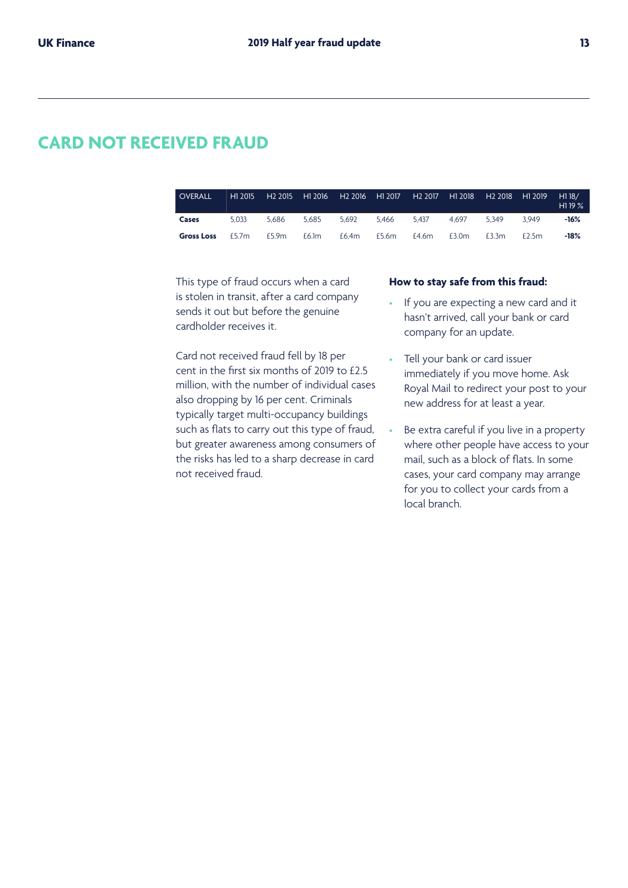# CARD NOT RECEIVED FRAUD

| OVERALL | H1 2015 | H2 2015 | H1 2016 | H2 2016 | H1 2017 | H2 2017 | H1 2018 | H2 2018 | H1 2019 | H1 18/ H1 19 % |
|---|---|---|---|---|---|---|---|---|---|---|
| **Cases** | 5,033 | 5,686 | 5,685 | 5,692 | 5,466 | 5,437 | 4,697 | 5,349 | 3,949 | **-16%** |
| **Gross Loss** | £5.7m | £5.9m | £6.1m | £6.4m | £5.6m | £4.6m | £3.0m | £3.3m | £2.5m | **-18%** |

This type of fraud occurs when a card is stolen in transit, after a card company sends it out but before the genuine cardholder receives it.

Card not received fraud fell by 18 per cent in the first six months of 2019 to £2.5 million, with the number of individual cases also dropping by 16 per cent. Criminals typically target multi-occupancy buildings such as flats to carry out this type of fraud, but greater awareness among consumers of the risks has led to a sharp decrease in card not received fraud.

**How to stay safe from this fraud:**

- If you are expecting a new card and it hasn't arrived, call your bank or card company for an update.
- Tell your bank or card issuer immediately if you move home. Ask Royal Mail to redirect your post to your new address for at least a year.
- Be extra careful if you live in a property where other people have access to your mail, such as a block of flats. In some cases, your card company may arrange for you to collect your cards from a local branch.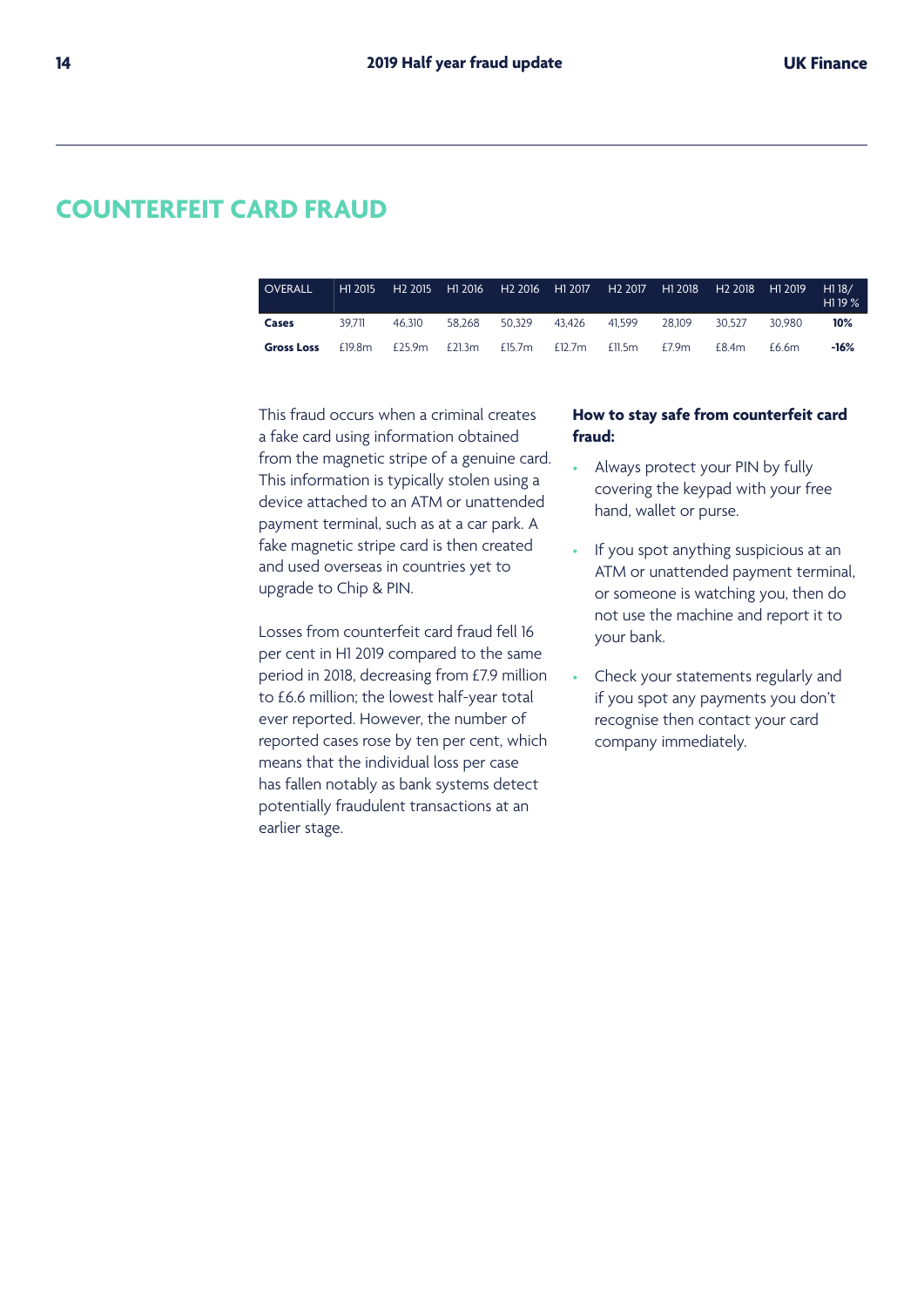# COUNTERFEIT CARD FRAUD

| OVERALL | H1 2015 | H2 2015 | H1 2016 | H2 2016 | H1 2017 | H2 2017 | H1 2018 | H2 2018 | H1 2019 | H1 18/ H1 19 % |
|---|---|---|---|---|---|---|---|---|---|---|
| **Cases** | 39,711 | 46,310 | 58,268 | 50,329 | 43,426 | 41,599 | 28,109 | 30,527 | 30,980 | **10%** |
| **Gross Loss** | £19.8m | £25.9m | £21.3m | £15.7m | £12.7m | £11.5m | £7.9m | £8.4m | £6.6m | **-16%** |

This fraud occurs when a criminal creates a fake card using information obtained from the magnetic stripe of a genuine card. This information is typically stolen using a device attached to an ATM or unattended payment terminal, such as at a car park. A fake magnetic stripe card is then created and used overseas in countries yet to upgrade to Chip & PIN.

Losses from counterfeit card fraud fell 16 per cent in H1 2019 compared to the same period in 2018, decreasing from £7.9 million to £6.6 million; the lowest half-year total ever reported. However, the number of reported cases rose by ten per cent, which means that the individual loss per case has fallen notably as bank systems detect potentially fraudulent transactions at an earlier stage.

**How to stay safe from counterfeit card fraud:**

- Always protect your PIN by fully covering the keypad with your free hand, wallet or purse.
- If you spot anything suspicious at an ATM or unattended payment terminal, or someone is watching you, then do not use the machine and report it to your bank.
- Check your statements regularly and if you spot any payments you don't recognise then contact your card company immediately.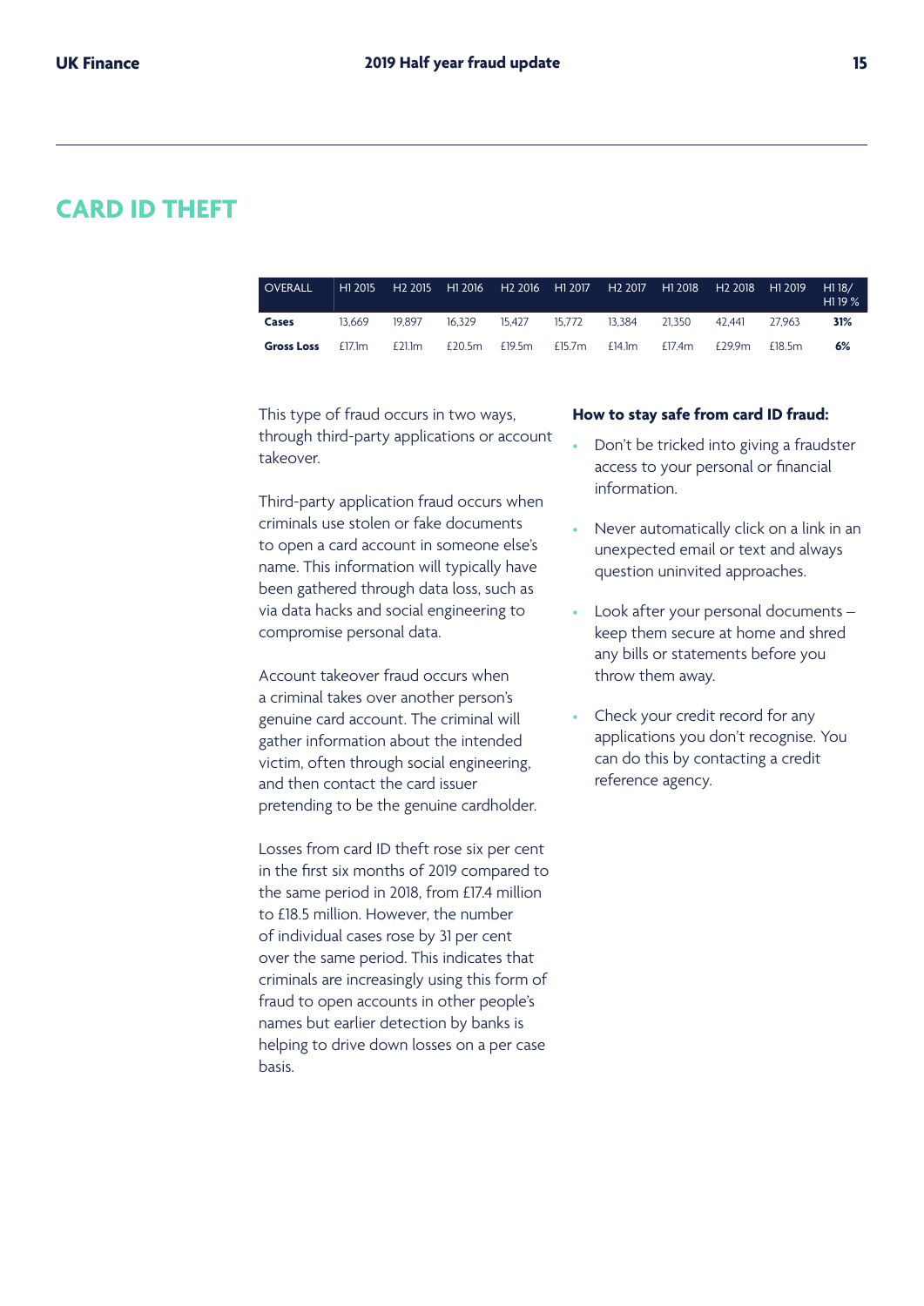# CARD ID THEFT

| OVERALL | H1 2015 | H2 2015 | H1 2016 | H2 2016 | H1 2017 | H2 2017 | H1 2018 | H2 2018 | H1 2019 | H1 18/ H1 19 % |
|---|---|---|---|---|---|---|---|---|---|---|
| **Cases** | 13,669 | 19,897 | 16,329 | 15,427 | 15,772 | 13,384 | 21,350 | 42,441 | 27,963 | **31%** |
| **Gross Loss** | £17.1m | £21.1m | £20.5m | £19.5m | £15.7m | £14.1m | £17.4m | £29.9m | £18.5m | **6%** |

This type of fraud occurs in two ways, through third-party applications or account takeover.

Third-party application fraud occurs when criminals use stolen or fake documents to open a card account in someone else's name. This information will typically have been gathered through data loss, such as via data hacks and social engineering to compromise personal data.

Account takeover fraud occurs when a criminal takes over another person's genuine card account. The criminal will gather information about the intended victim, often through social engineering, and then contact the card issuer pretending to be the genuine cardholder.

Losses from card ID theft rose six per cent in the first six months of 2019 compared to the same period in 2018, from £17.4 million to £18.5 million. However, the number of individual cases rose by 31 per cent over the same period. This indicates that criminals are increasingly using this form of fraud to open accounts in other people's names but earlier detection by banks is helping to drive down losses on a per case basis.

**How to stay safe from card ID fraud:**

- Don't be tricked into giving a fraudster access to your personal or financial information.
- Never automatically click on a link in an unexpected email or text and always question uninvited approaches.
- Look after your personal documents – keep them secure at home and shred any bills or statements before you throw them away.
- Check your credit record for any applications you don't recognise. You can do this by contacting a credit reference agency.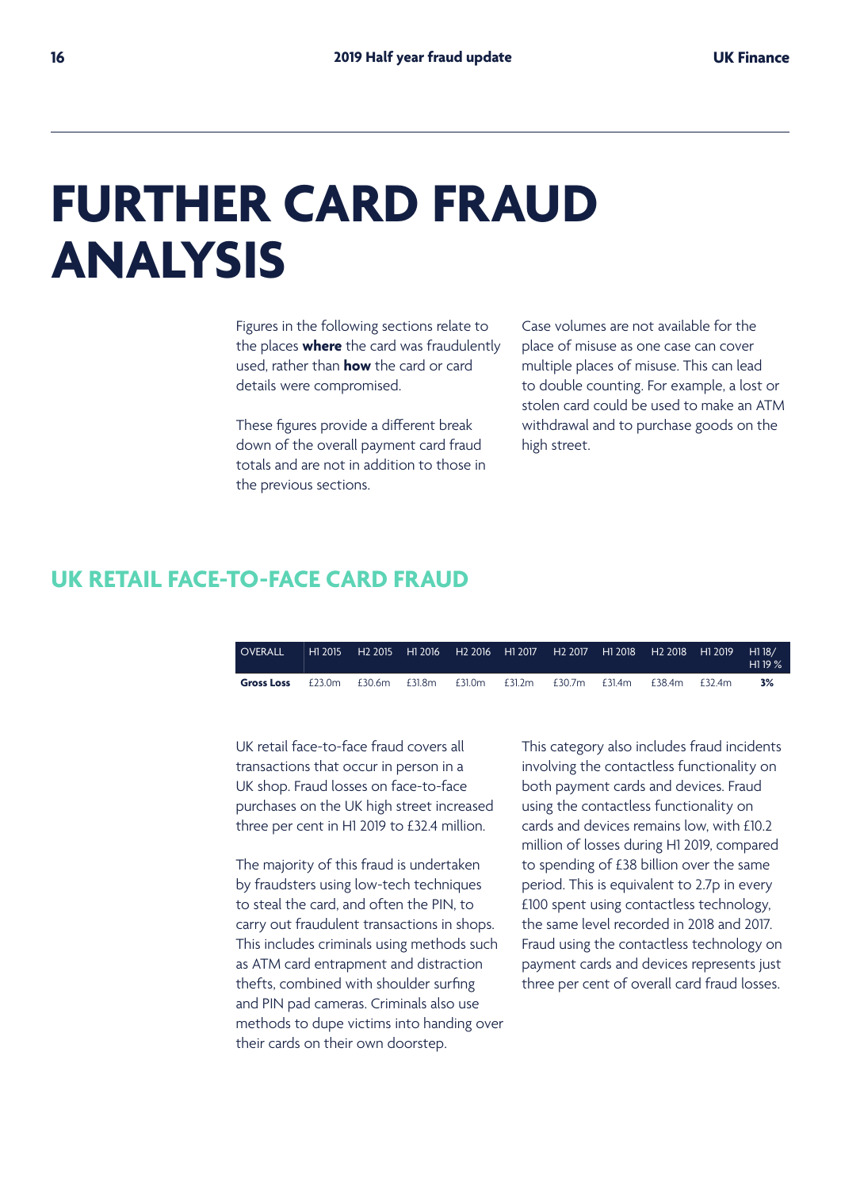# FURTHER CARD FRAUD ANALYSIS

Figures in the following sections relate to the places **where** the card was fraudulently used, rather than **how** the card or card details were compromised.

These figures provide a different break down of the overall payment card fraud totals and are not in addition to those in the previous sections.

Case volumes are not available for the place of misuse as one case can cover multiple places of misuse. This can lead to double counting. For example, a lost or stolen card could be used to make an ATM withdrawal and to purchase goods on the high street.

## UK RETAIL FACE-TO-FACE CARD FRAUD

| OVERALL | H1 2015 | H2 2015 | H1 2016 | H2 2016 | H1 2017 | H2 2017 | H1 2018 | H2 2018 | H1 2019 | H1 18/ H1 19 % |
|---|---|---|---|---|---|---|---|---|---|---|
| **Gross Loss** | £23.0m | £30.6m | £31.8m | £31.0m | £31.2m | £30.7m | £31.4m | £38.4m | £32.4m | **3%** |

UK retail face-to-face fraud covers all transactions that occur in person in a UK shop. Fraud losses on face-to-face purchases on the UK high street increased three per cent in H1 2019 to £32.4 million.

The majority of this fraud is undertaken by fraudsters using low-tech techniques to steal the card, and often the PIN, to carry out fraudulent transactions in shops. This includes criminals using methods such as ATM card entrapment and distraction thefts, combined with shoulder surfing and PIN pad cameras. Criminals also use methods to dupe victims into handing over their cards on their own doorstep.

This category also includes fraud incidents involving the contactless functionality on both payment cards and devices. Fraud using the contactless functionality on cards and devices remains low, with £10.2 million of losses during H1 2019, compared to spending of £38 billion over the same period. This is equivalent to 2.7p in every £100 spent using contactless technology, the same level recorded in 2018 and 2017. Fraud using the contactless technology on payment cards and devices represents just three per cent of overall card fraud losses.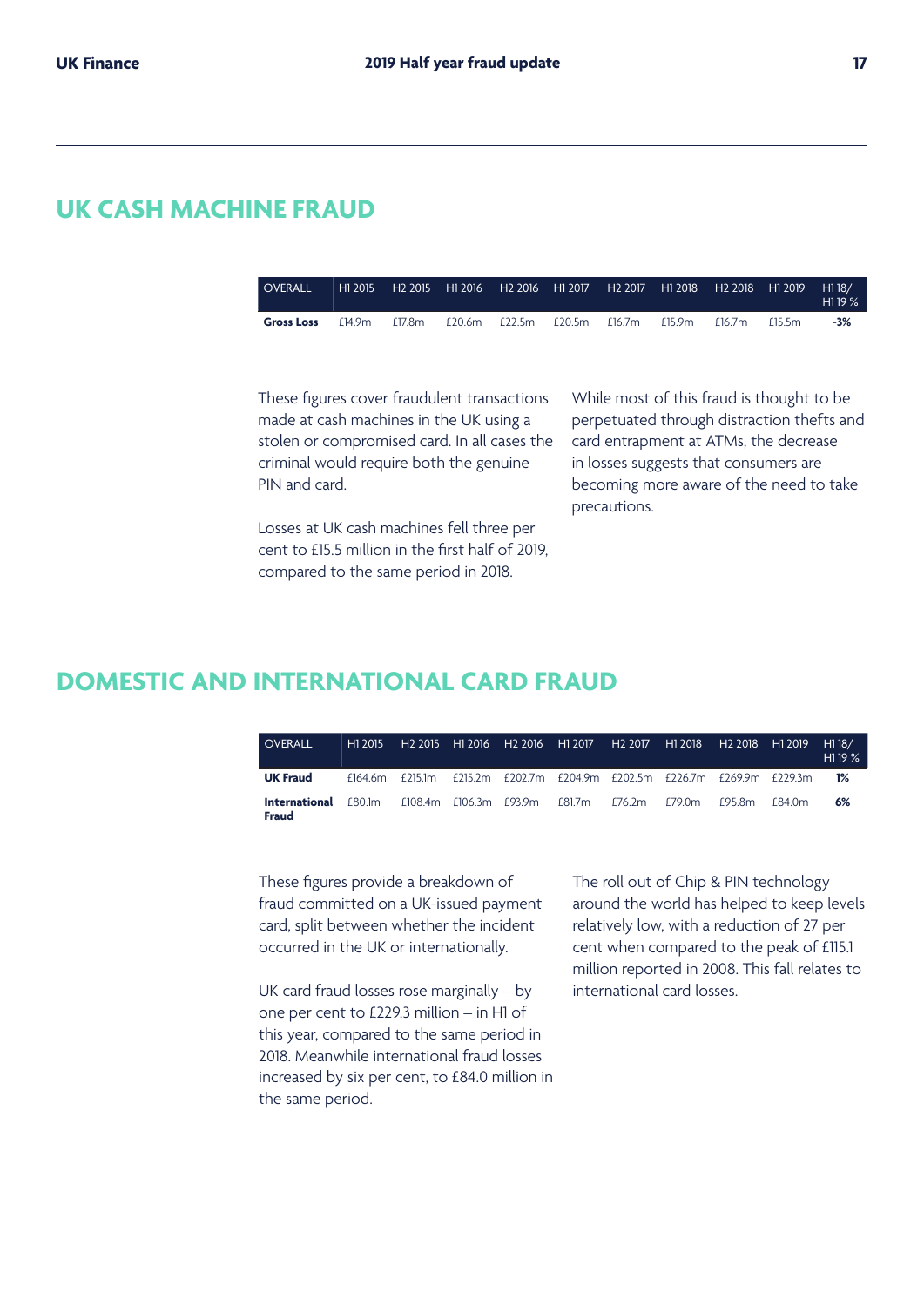## UK CASH MACHINE FRAUD

| OVERALL | H1 2015 | H2 2015 | H1 2016 | H2 2016 | H1 2017 | H2 2017 | H1 2018 | H2 2018 | H1 2019 | H1 18/ H1 19 % |
|---|---|---|---|---|---|---|---|---|---|---|
| **Gross Loss** | £14.9m | £17.8m | £20.6m | £22.5m | £20.5m | £16.7m | £15.9m | £16.7m | £15.5m | **-3%** |

These figures cover fraudulent transactions made at cash machines in the UK using a stolen or compromised card. In all cases the criminal would require both the genuine PIN and card.

Losses at UK cash machines fell three per cent to £15.5 million in the first half of 2019, compared to the same period in 2018.

While most of this fraud is thought to be perpetuated through distraction thefts and card entrapment at ATMs, the decrease in losses suggests that consumers are becoming more aware of the need to take precautions.

## DOMESTIC AND INTERNATIONAL CARD FRAUD

| OVERALL | H1 2015 | H2 2015 | H1 2016 | H2 2016 | H1 2017 | H2 2017 | H1 2018 | H2 2018 | H1 2019 | H1 18/ H1 19 % |
|---|---|---|---|---|---|---|---|---|---|---|
| **UK Fraud** | £164.6m | £215.1m | £215.2m | £202.7m | £204.9m | £202.5m | £226.7m | £269.9m | £229.3m | **1%** |
| **International Fraud** | £80.1m | £108.4m | £106.3m | £93.9m | £81.7m | £76.2m | £79.0m | £95.8m | £84.0m | **6%** |

These figures provide a breakdown of fraud committed on a UK-issued payment card, split between whether the incident occurred in the UK or internationally.

UK card fraud losses rose marginally – by one per cent to £229.3 million – in H1 of this year, compared to the same period in 2018. Meanwhile international fraud losses increased by six per cent, to £84.0 million in the same period.

The roll out of Chip & PIN technology around the world has helped to keep levels relatively low, with a reduction of 27 per cent when compared to the peak of £115.1 million reported in 2008. This fall relates to international card losses.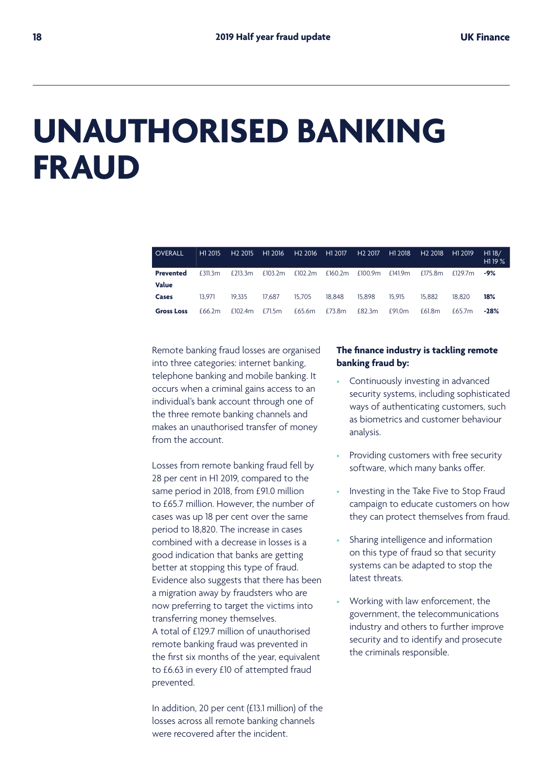# UNAUTHORISED BANKING FRAUD

| OVERALL | H1 2015 | H2 2015 | H1 2016 | H2 2016 | H1 2017 | H2 2017 | H1 2018 | H2 2018 | H1 2019 | H1 18/ H1 19 % |
|---|---|---|---|---|---|---|---|---|---|---|
| **Prevented Value** | £311.3m | £213.3m | £103.2m | £102.2m | £160.2m | £100.9m | £141.9m | £175.8m | £129.7m | **-9%** |
| **Cases** | 13,971 | 19,335 | 17,687 | 15,705 | 18,848 | 15,898 | 15,915 | 15,882 | 18,820 | **18%** |
| **Gross Loss** | £66.2m | £102.4m | £71.5m | £65.6m | £73.8m | £82.3m | £91.0m | £61.8m | £65.7m | **-28%** |

Remote banking fraud losses are organised into three categories: internet banking, telephone banking and mobile banking. It occurs when a criminal gains access to an individual's bank account through one of the three remote banking channels and makes an unauthorised transfer of money from the account.

Losses from remote banking fraud fell by 28 per cent in H1 2019, compared to the same period in 2018, from £91.0 million to £65.7 million. However, the number of cases was up 18 per cent over the same period to 18,820. The increase in cases combined with a decrease in losses is a good indication that banks are getting better at stopping this type of fraud. Evidence also suggests that there has been a migration away by fraudsters who are now preferring to target the victims into transferring money themselves.
A total of £129.7 million of unauthorised remote banking fraud was prevented in the first six months of the year, equivalent to £6.63 in every £10 of attempted fraud prevented.

In addition, 20 per cent (£13.1 million) of the losses across all remote banking channels were recovered after the incident.

**The finance industry is tackling remote banking fraud by:**

- Continuously investing in advanced security systems, including sophisticated ways of authenticating customers, such as biometrics and customer behaviour analysis.
- Providing customers with free security software, which many banks offer.
- Investing in the Take Five to Stop Fraud campaign to educate customers on how they can protect themselves from fraud.
- Sharing intelligence and information on this type of fraud so that security systems can be adapted to stop the latest threats.
- Working with law enforcement, the government, the telecommunications industry and others to further improve security and to identify and prosecute the criminals responsible.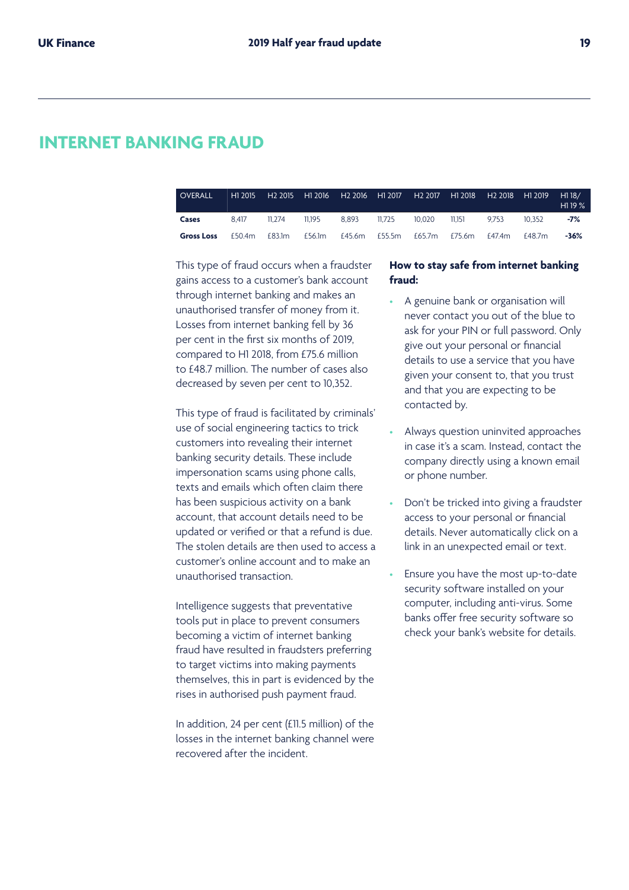# INTERNET BANKING FRAUD

| OVERALL | H1 2015 | H2 2015 | H1 2016 | H2 2016 | H1 2017 | H2 2017 | H1 2018 | H2 2018 | H1 2019 | H1 18/ H1 19 % |
|---|---|---|---|---|---|---|---|---|---|---|
| **Cases** | 8,417 | 11,274 | 11,195 | 8,893 | 11,725 | 10,020 | 11,151 | 9,753 | 10,352 | **-7%** |
| **Gross Loss** | £50.4m | £83.1m | £56.1m | £45.6m | £55.5m | £65.7m | £75.6m | £47.4m | £48.7m | **-36%** |

This type of fraud occurs when a fraudster gains access to a customer's bank account through internet banking and makes an unauthorised transfer of money from it. Losses from internet banking fell by 36 per cent in the first six months of 2019, compared to H1 2018, from £75.6 million to £48.7 million. The number of cases also decreased by seven per cent to 10,352.

This type of fraud is facilitated by criminals' use of social engineering tactics to trick customers into revealing their internet banking security details. These include impersonation scams using phone calls, texts and emails which often claim there has been suspicious activity on a bank account, that account details need to be updated or verified or that a refund is due. The stolen details are then used to access a customer's online account and to make an unauthorised transaction.

Intelligence suggests that preventative tools put in place to prevent consumers becoming a victim of internet banking fraud have resulted in fraudsters preferring to target victims into making payments themselves, this in part is evidenced by the rises in authorised push payment fraud.

In addition, 24 per cent (£11.5 million) of the losses in the internet banking channel were recovered after the incident.

**How to stay safe from internet banking fraud:**

- A genuine bank or organisation will never contact you out of the blue to ask for your PIN or full password. Only give out your personal or financial details to use a service that you have given your consent to, that you trust and that you are expecting to be contacted by.
- Always question uninvited approaches in case it's a scam. Instead, contact the company directly using a known email or phone number.
- Don't be tricked into giving a fraudster access to your personal or financial details. Never automatically click on a link in an unexpected email or text.
- Ensure you have the most up-to-date security software installed on your computer, including anti-virus. Some banks offer free security software so check your bank's website for details.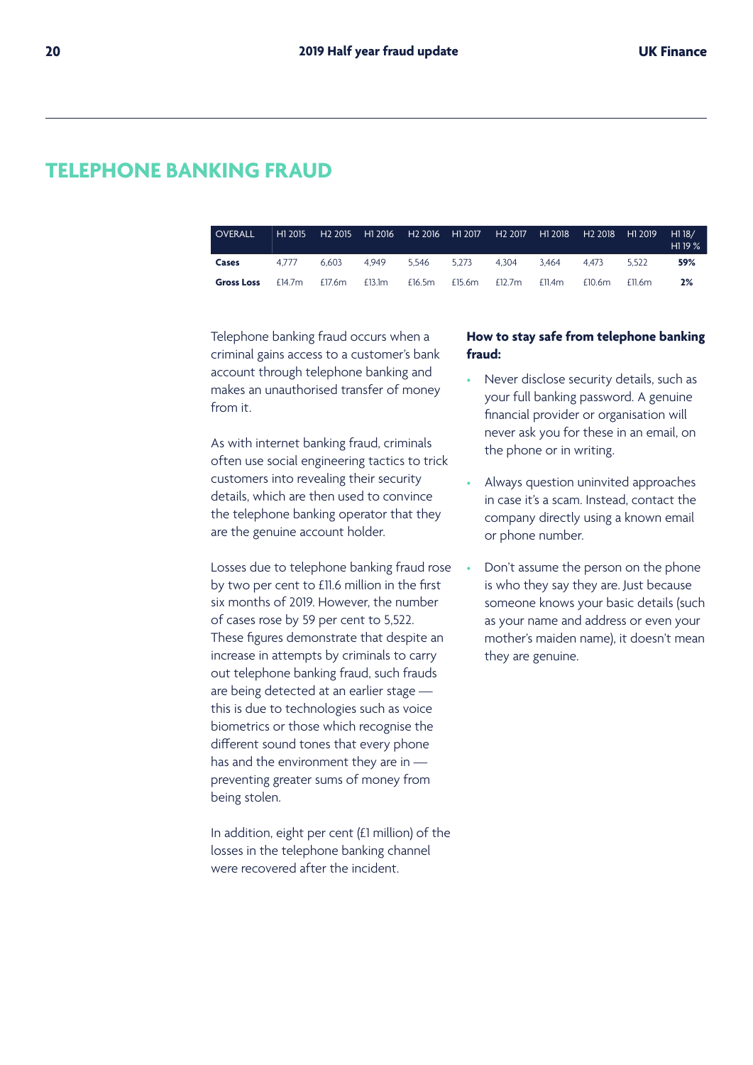## TELEPHONE BANKING FRAUD

| OVERALL | H1 2015 | H2 2015 | H1 2016 | H2 2016 | H1 2017 | H2 2017 | H1 2018 | H2 2018 | H1 2019 | H1 18/ H1 19 % |
|---|---|---|---|---|---|---|---|---|---|---|
| **Cases** | 4,777 | 6,603 | 4,949 | 5,546 | 5,273 | 4,304 | 3,464 | 4,473 | 5,522 | **59%** |
| **Gross Loss** | £14.7m | £17.6m | £13.1m | £16.5m | £15.6m | £12.7m | £11.4m | £10.6m | £11.6m | **2%** |

Telephone banking fraud occurs when a criminal gains access to a customer's bank account through telephone banking and makes an unauthorised transfer of money from it.

As with internet banking fraud, criminals often use social engineering tactics to trick customers into revealing their security details, which are then used to convince the telephone banking operator that they are the genuine account holder.

Losses due to telephone banking fraud rose by two per cent to £11.6 million in the first six months of 2019. However, the number of cases rose by 59 per cent to 5,522. These figures demonstrate that despite an increase in attempts by criminals to carry out telephone banking fraud, such frauds are being detected at an earlier stage — this is due to technologies such as voice biometrics or those which recognise the different sound tones that every phone has and the environment they are in — preventing greater sums of money from being stolen.

In addition, eight per cent (£1 million) of the losses in the telephone banking channel were recovered after the incident.

**How to stay safe from telephone banking fraud:**

- Never disclose security details, such as your full banking password. A genuine financial provider or organisation will never ask you for these in an email, on the phone or in writing.
- Always question uninvited approaches in case it's a scam. Instead, contact the company directly using a known email or phone number.
- Don't assume the person on the phone is who they say they are. Just because someone knows your basic details (such as your name and address or even your mother's maiden name), it doesn't mean they are genuine.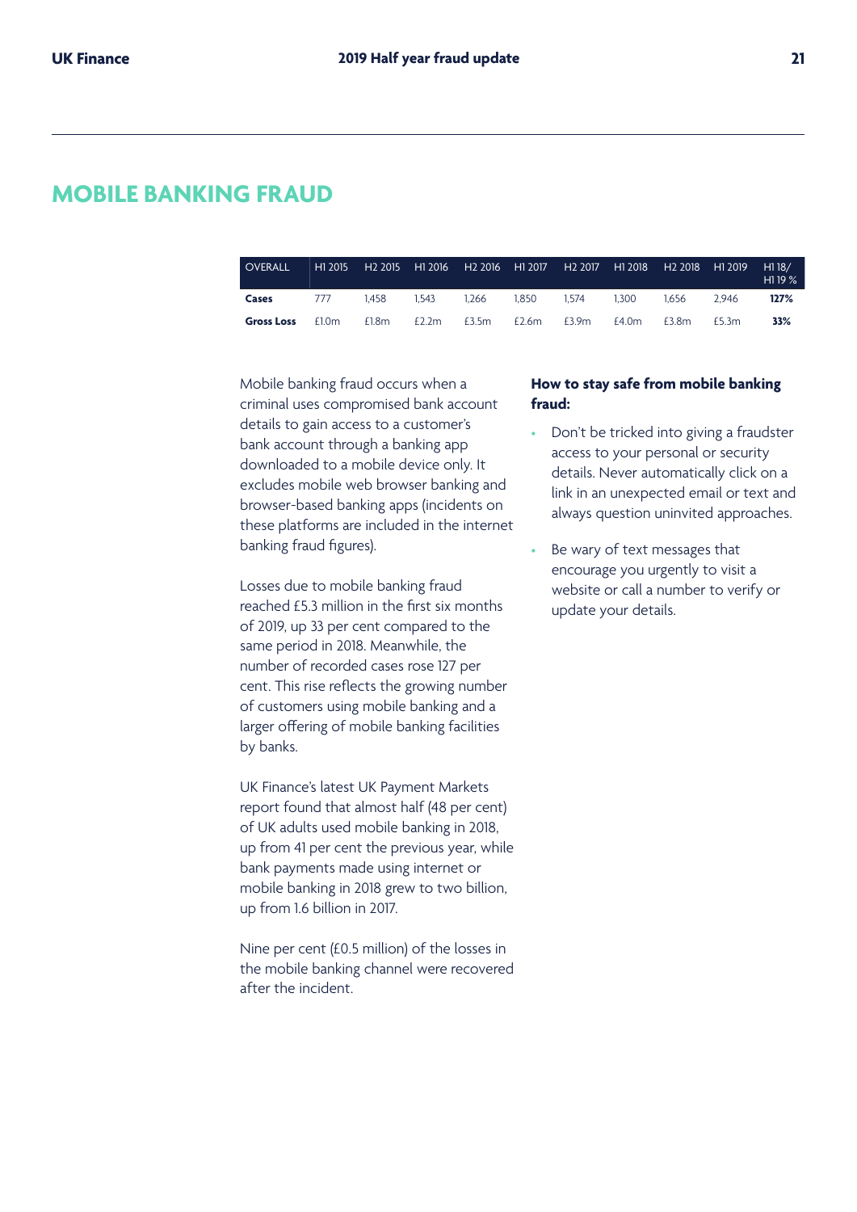# MOBILE BANKING FRAUD

| OVERALL | H1 2015 | H2 2015 | H1 2016 | H2 2016 | H1 2017 | H2 2017 | H1 2018 | H2 2018 | H1 2019 | H1 18/ H1 19 % |
|---|---|---|---|---|---|---|---|---|---|---|
| **Cases** | 777 | 1,458 | 1,543 | 1,266 | 1,850 | 1,574 | 1,300 | 1,656 | 2,946 | **127%** |
| **Gross Loss** | £1.0m | £1.8m | £2.2m | £3.5m | £2.6m | £3.9m | £4.0m | £3.8m | £5.3m | **33%** |

Mobile banking fraud occurs when a criminal uses compromised bank account details to gain access to a customer's bank account through a banking app downloaded to a mobile device only. It excludes mobile web browser banking and browser-based banking apps (incidents on these platforms are included in the internet banking fraud figures).

Losses due to mobile banking fraud reached £5.3 million in the first six months of 2019, up 33 per cent compared to the same period in 2018. Meanwhile, the number of recorded cases rose 127 per cent. This rise reflects the growing number of customers using mobile banking and a larger offering of mobile banking facilities by banks.

UK Finance's latest UK Payment Markets report found that almost half (48 per cent) of UK adults used mobile banking in 2018, up from 41 per cent the previous year, while bank payments made using internet or mobile banking in 2018 grew to two billion, up from 1.6 billion in 2017.

Nine per cent (£0.5 million) of the losses in the mobile banking channel were recovered after the incident.

**How to stay safe from mobile banking fraud:**

- Don't be tricked into giving a fraudster access to your personal or security details. Never automatically click on a link in an unexpected email or text and always question uninvited approaches.
- Be wary of text messages that encourage you urgently to visit a website or call a number to verify or update your details.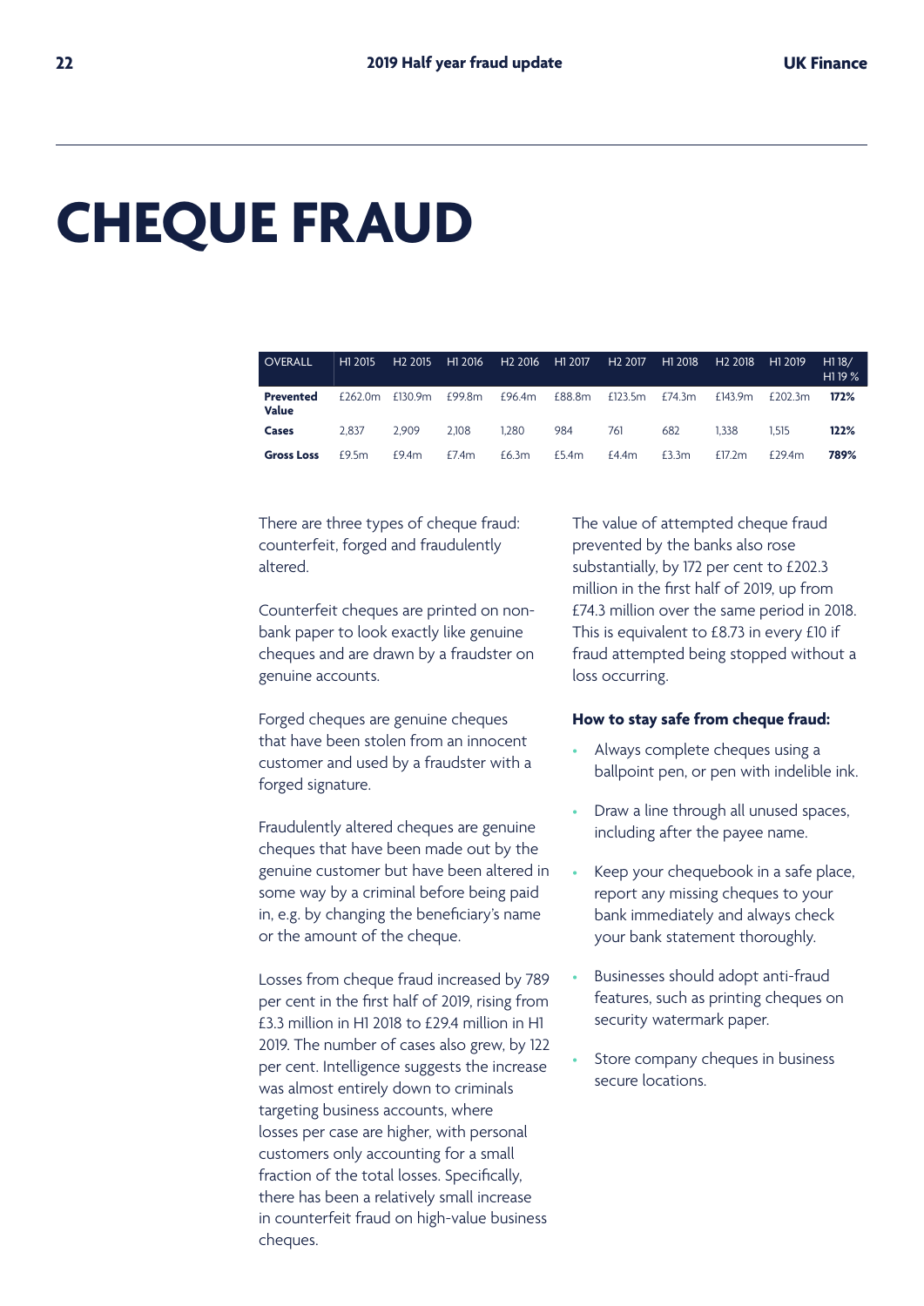# CHEQUE FRAUD

| OVERALL | H1 2015 | H2 2015 | H1 2016 | H2 2016 | H1 2017 | H2 2017 | H1 2018 | H2 2018 | H1 2019 | H1 18/ H1 19 % |
|---|---|---|---|---|---|---|---|---|---|---|
| **Prevented Value** | £262.0m | £130.9m | £99.8m | £96.4m | £88.8m | £123.5m | £74.3m | £143.9m | £202.3m | **172%** |
| **Cases** | 2,837 | 2,909 | 2,108 | 1,280 | 984 | 761 | 682 | 1,338 | 1,515 | **122%** |
| **Gross Loss** | £9.5m | £9.4m | £7.4m | £6.3m | £5.4m | £4.4m | £3.3m | £17.2m | £29.4m | **789%** |

There are three types of cheque fraud: counterfeit, forged and fraudulently altered.

Counterfeit cheques are printed on non-bank paper to look exactly like genuine cheques and are drawn by a fraudster on genuine accounts.

Forged cheques are genuine cheques that have been stolen from an innocent customer and used by a fraudster with a forged signature.

Fraudulently altered cheques are genuine cheques that have been made out by the genuine customer but have been altered in some way by a criminal before being paid in, e.g. by changing the beneficiary's name or the amount of the cheque.

Losses from cheque fraud increased by 789 per cent in the first half of 2019, rising from £3.3 million in H1 2018 to £29.4 million in H1 2019. The number of cases also grew, by 122 per cent. Intelligence suggests the increase was almost entirely down to criminals targeting business accounts, where losses per case are higher, with personal customers only accounting for a small fraction of the total losses. Specifically, there has been a relatively small increase in counterfeit fraud on high-value business cheques.

The value of attempted cheque fraud prevented by the banks also rose substantially, by 172 per cent to £202.3 million in the first half of 2019, up from £74.3 million over the same period in 2018. This is equivalent to £8.73 in every £10 if fraud attempted being stopped without a loss occurring.

**How to stay safe from cheque fraud:**

- Always complete cheques using a ballpoint pen, or pen with indelible ink.
- Draw a line through all unused spaces, including after the payee name.
- Keep your chequebook in a safe place, report any missing cheques to your bank immediately and always check your bank statement thoroughly.
- Businesses should adopt anti-fraud features, such as printing cheques on security watermark paper.
- Store company cheques in business secure locations.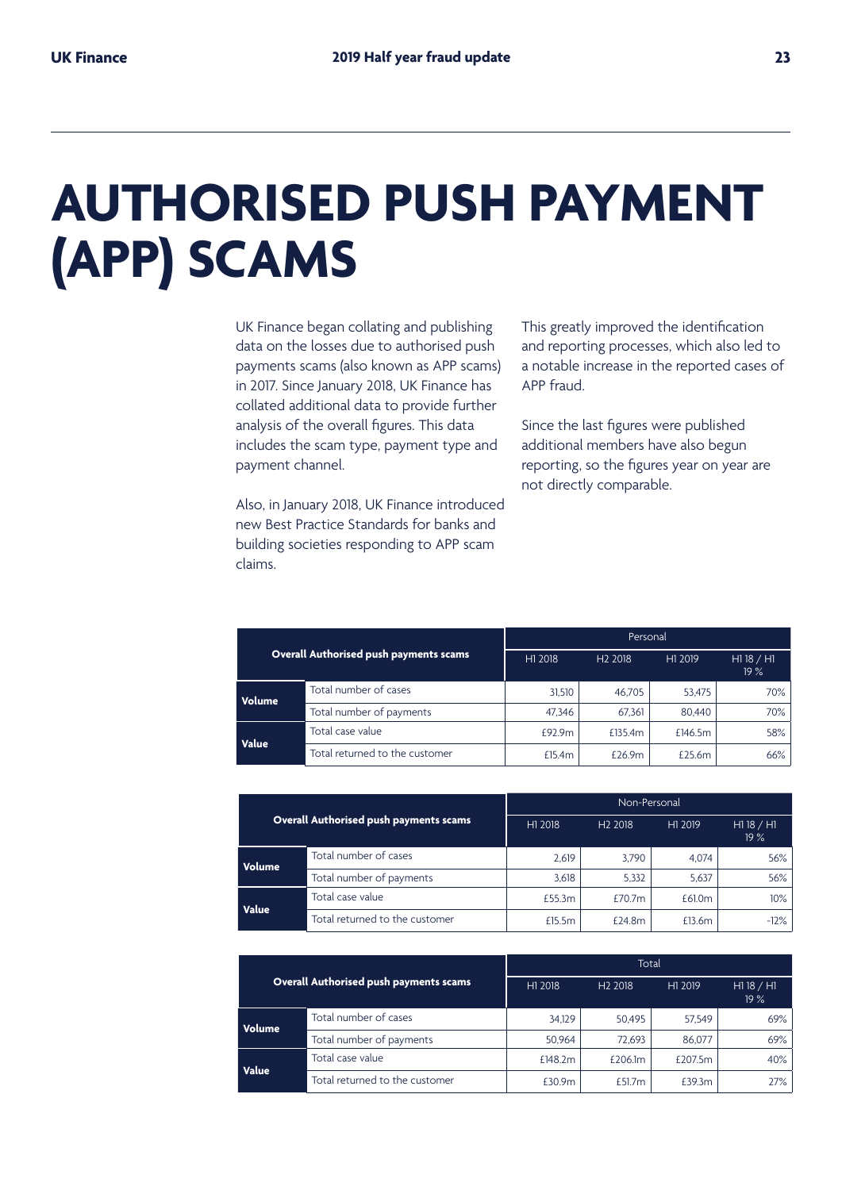# AUTHORISED PUSH PAYMENT (APP) SCAMS

UK Finance began collating and publishing data on the losses due to authorised push payments scams (also known as APP scams) in 2017. Since January 2018, UK Finance has collated additional data to provide further analysis of the overall figures. This data includes the scam type, payment type and payment channel.

Also, in January 2018, UK Finance introduced new Best Practice Standards for banks and building societies responding to APP scam claims.

This greatly improved the identification and reporting processes, which also led to a notable increase in the reported cases of APP fraud.

Since the last figures were published additional members have also begun reporting, so the figures year on year are not directly comparable.

| Overall Authorised push payments scams | | Personal | | | |
|---|---|---|---|---|---|
| | | H1 2018 | H2 2018 | H1 2019 | H1 18 / H1 19 % |
| **Volume** | Total number of cases | 31,510 | 46,705 | 53,475 | 70% |
| | Total number of payments | 47,346 | 67,361 | 80,440 | 70% |
| **Value** | Total case value | £92.9m | £135.4m | £146.5m | 58% |
| | Total returned to the customer | £15.4m | £26.9m | £25.6m | 66% |

| Overall Authorised push payments scams | | Non-Personal | | | |
|---|---|---|---|---|---|
| | | H1 2018 | H2 2018 | H1 2019 | H1 18 / H1 19 % |
| **Volume** | Total number of cases | 2,619 | 3,790 | 4,074 | 56% |
| | Total number of payments | 3,618 | 5,332 | 5,637 | 56% |
| **Value** | Total case value | £55.3m | £70.7m | £61.0m | 10% |
| | Total returned to the customer | £15.5m | £24.8m | £13.6m | -12% |

| Overall Authorised push payments scams | | Total | | | |
|---|---|---|---|---|---|
| | | H1 2018 | H2 2018 | H1 2019 | H1 18 / H1 19 % |
| **Volume** | Total number of cases | 34,129 | 50,495 | 57,549 | 69% |
| | Total number of payments | 50,964 | 72,693 | 86,077 | 69% |
| **Value** | Total case value | £148.2m | £206.1m | £207.5m | 40% |
| | Total returned to the customer | £30.9m | £51.7m | £39.3m | 27% |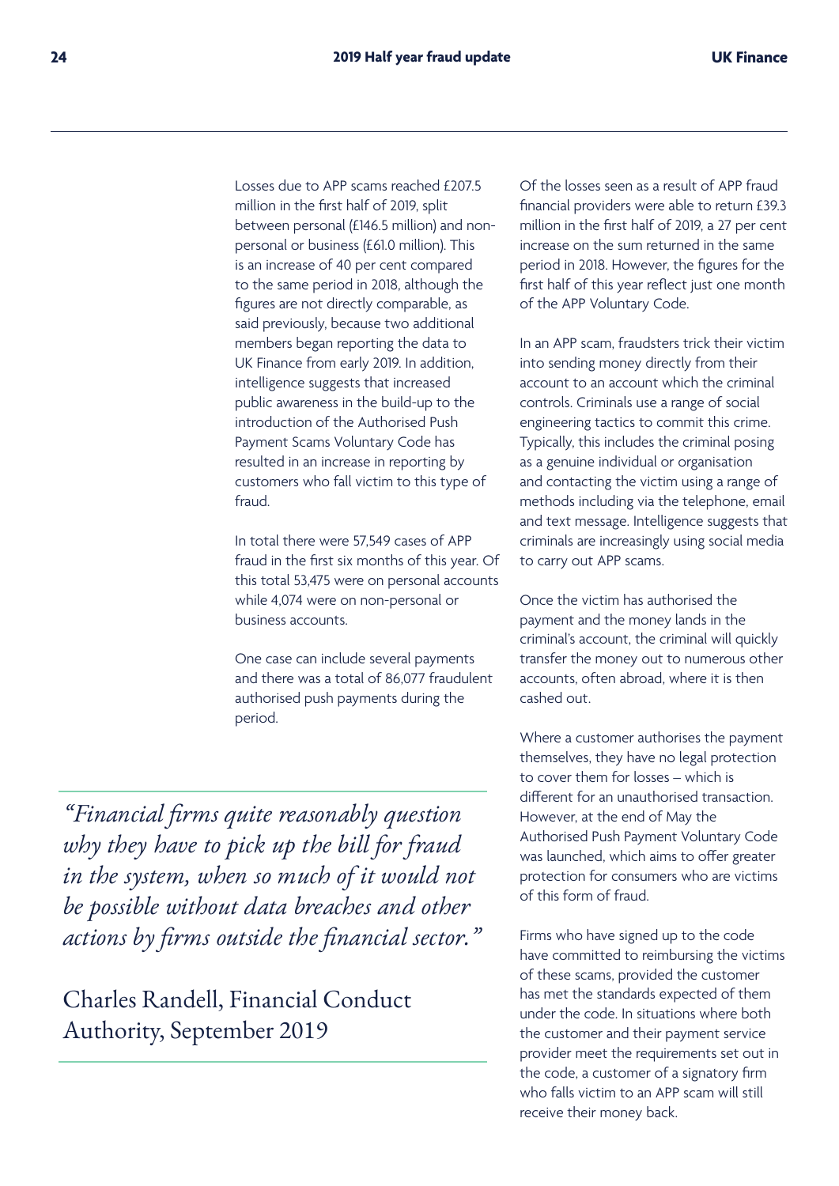Losses due to APP scams reached £207.5 million in the first half of 2019, split between personal (£146.5 million) and non-personal or business (£61.0 million). This is an increase of 40 per cent compared to the same period in 2018, although the figures are not directly comparable, as said previously, because two additional members began reporting the data to UK Finance from early 2019. In addition, intelligence suggests that increased public awareness in the build-up to the introduction of the Authorised Push Payment Scams Voluntary Code has resulted in an increase in reporting by customers who fall victim to this type of fraud.

In total there were 57,549 cases of APP fraud in the first six months of this year. Of this total 53,475 were on personal accounts while 4,074 were on non-personal or business accounts.

One case can include several payments and there was a total of 86,077 fraudulent authorised push payments during the period.

> *"Financial firms quite reasonably question why they have to pick up the bill for fraud in the system, when so much of it would not be possible without data breaches and other actions by firms outside the financial sector."*
>
> Charles Randell, Financial Conduct Authority, September 2019

Of the losses seen as a result of APP fraud financial providers were able to return £39.3 million in the first half of 2019, a 27 per cent increase on the sum returned in the same period in 2018. However, the figures for the first half of this year reflect just one month of the APP Voluntary Code.

In an APP scam, fraudsters trick their victim into sending money directly from their account to an account which the criminal controls. Criminals use a range of social engineering tactics to commit this crime. Typically, this includes the criminal posing as a genuine individual or organisation and contacting the victim using a range of methods including via the telephone, email and text message. Intelligence suggests that criminals are increasingly using social media to carry out APP scams.

Once the victim has authorised the payment and the money lands in the criminal's account, the criminal will quickly transfer the money out to numerous other accounts, often abroad, where it is then cashed out.

Where a customer authorises the payment themselves, they have no legal protection to cover them for losses – which is different for an unauthorised transaction. However, at the end of May the Authorised Push Payment Voluntary Code was launched, which aims to offer greater protection for consumers who are victims of this form of fraud.

Firms who have signed up to the code have committed to reimbursing the victims of these scams, provided the customer has met the standards expected of them under the code. In situations where both the customer and their payment service provider meet the requirements set out in the code, a customer of a signatory firm who falls victim to an APP scam will still receive their money back.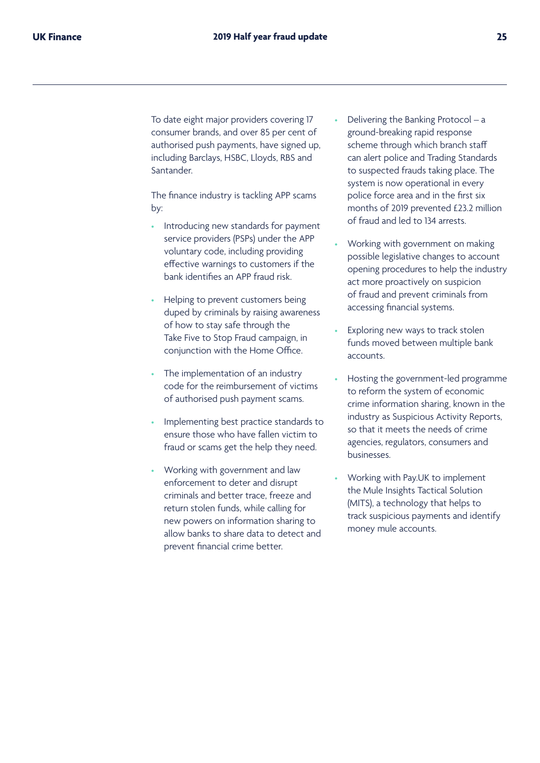To date eight major providers covering 17 consumer brands, and over 85 per cent of authorised push payments, have signed up, including Barclays, HSBC, Lloyds, RBS and Santander.

The finance industry is tackling APP scams by:

- Introducing new standards for payment service providers (PSPs) under the APP voluntary code, including providing effective warnings to customers if the bank identifies an APP fraud risk.
- Helping to prevent customers being duped by criminals by raising awareness of how to stay safe through the Take Five to Stop Fraud campaign, in conjunction with the Home Office.
- The implementation of an industry code for the reimbursement of victims of authorised push payment scams.
- Implementing best practice standards to ensure those who have fallen victim to fraud or scams get the help they need.
- Working with government and law enforcement to deter and disrupt criminals and better trace, freeze and return stolen funds, while calling for new powers on information sharing to allow banks to share data to detect and prevent financial crime better.
- Delivering the Banking Protocol – a ground-breaking rapid response scheme through which branch staff can alert police and Trading Standards to suspected frauds taking place. The system is now operational in every police force area and in the first six months of 2019 prevented £23.2 million of fraud and led to 134 arrests.
- Working with government on making possible legislative changes to account opening procedures to help the industry act more proactively on suspicion of fraud and prevent criminals from accessing financial systems.
- Exploring new ways to track stolen funds moved between multiple bank accounts.
- Hosting the government-led programme to reform the system of economic crime information sharing, known in the industry as Suspicious Activity Reports, so that it meets the needs of crime agencies, regulators, consumers and businesses.
- Working with Pay.UK to implement the Mule Insights Tactical Solution (MITS), a technology that helps to track suspicious payments and identify money mule accounts.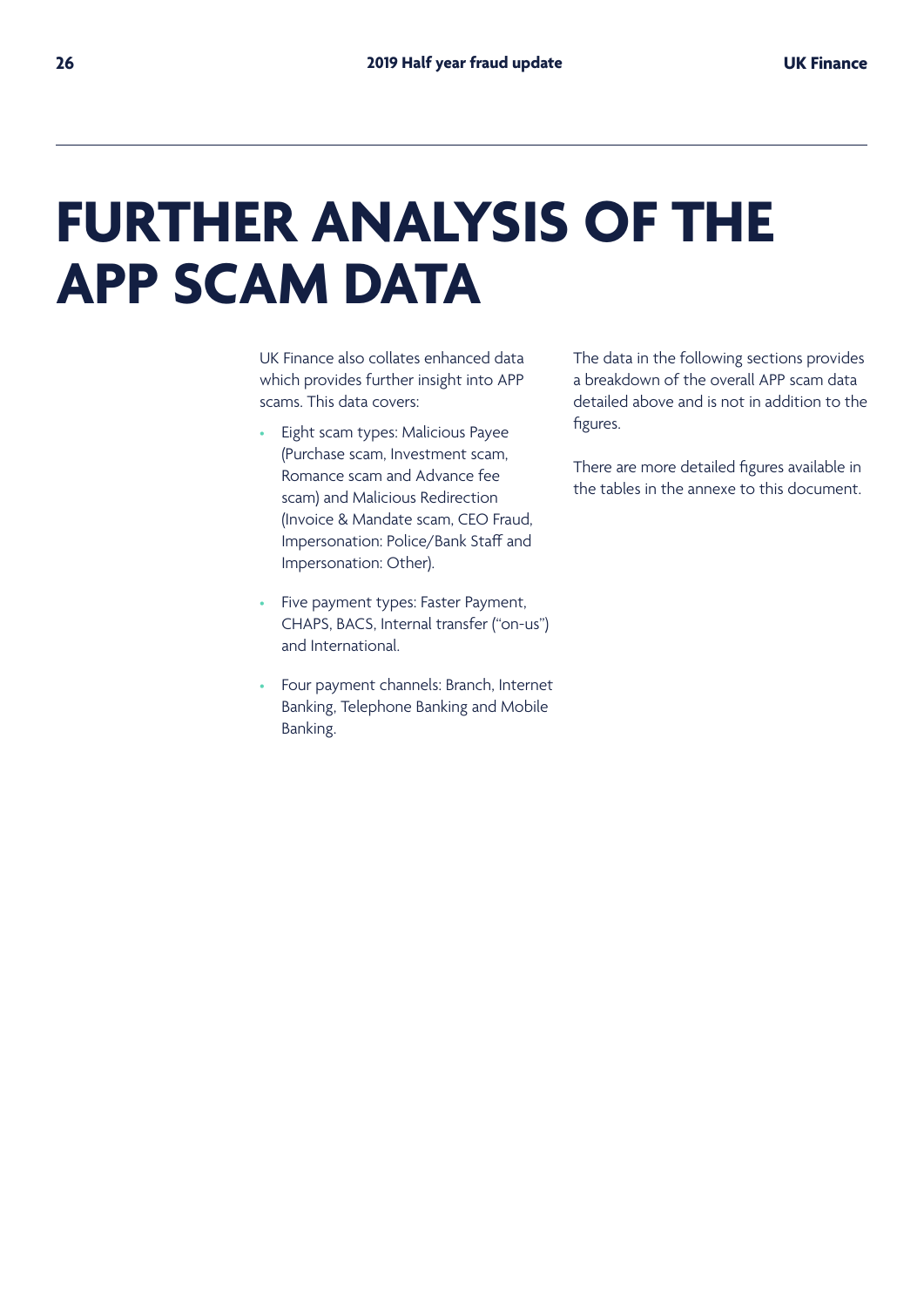# FURTHER ANALYSIS OF THE APP SCAM DATA

UK Finance also collates enhanced data which provides further insight into APP scams. This data covers:

- Eight scam types: Malicious Payee (Purchase scam, Investment scam, Romance scam and Advance fee scam) and Malicious Redirection (Invoice & Mandate scam, CEO Fraud, Impersonation: Police/Bank Staff and Impersonation: Other).
- Five payment types: Faster Payment, CHAPS, BACS, Internal transfer ("on-us") and International.
- Four payment channels: Branch, Internet Banking, Telephone Banking and Mobile Banking.

The data in the following sections provides a breakdown of the overall APP scam data detailed above and is not in addition to the figures.

There are more detailed figures available in the tables in the annexe to this document.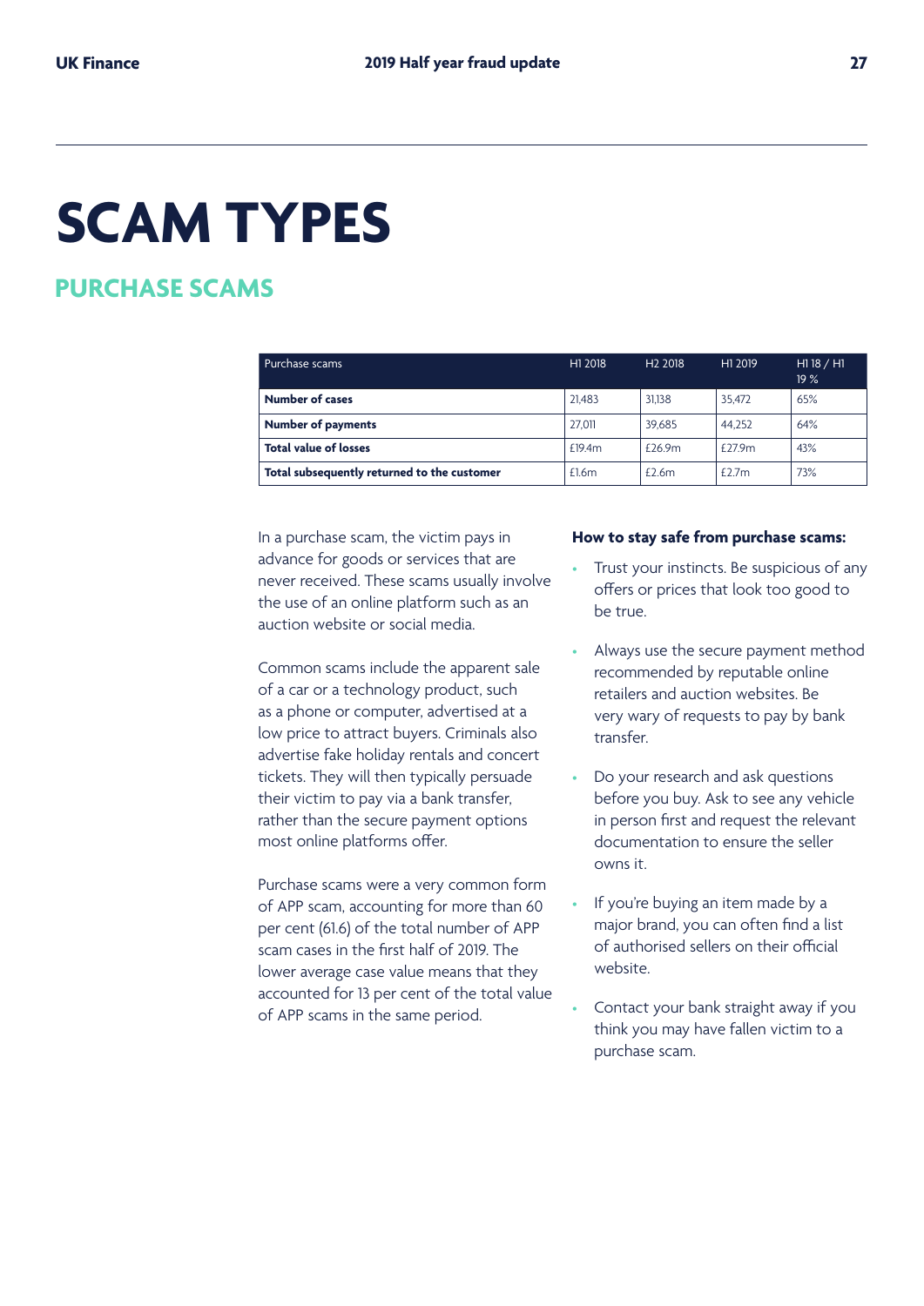# SCAM TYPES

## PURCHASE SCAMS

| Purchase scams | H1 2018 | H2 2018 | H1 2019 | H1 18 / H1 19 % |
|---|---|---|---|---|
| **Number of cases** | 21,483 | 31,138 | 35,472 | 65% |
| **Number of payments** | 27,011 | 39,685 | 44,252 | 64% |
| **Total value of losses** | £19.4m | £26.9m | £27.9m | 43% |
| **Total subsequently returned to the customer** | £1.6m | £2.6m | £2.7m | 73% |

In a purchase scam, the victim pays in advance for goods or services that are never received. These scams usually involve the use of an online platform such as an auction website or social media.

Common scams include the apparent sale of a car or a technology product, such as a phone or computer, advertised at a low price to attract buyers. Criminals also advertise fake holiday rentals and concert tickets. They will then typically persuade their victim to pay via a bank transfer, rather than the secure payment options most online platforms offer.

Purchase scams were a very common form of APP scam, accounting for more than 60 per cent (61.6) of the total number of APP scam cases in the first half of 2019. The lower average case value means that they accounted for 13 per cent of the total value of APP scams in the same period.

**How to stay safe from purchase scams:**

- Trust your instincts. Be suspicious of any offers or prices that look too good to be true.
- Always use the secure payment method recommended by reputable online retailers and auction websites. Be very wary of requests to pay by bank transfer.
- Do your research and ask questions before you buy. Ask to see any vehicle in person first and request the relevant documentation to ensure the seller owns it.
- If you're buying an item made by a major brand, you can often find a list of authorised sellers on their official website.
- Contact your bank straight away if you think you may have fallen victim to a purchase scam.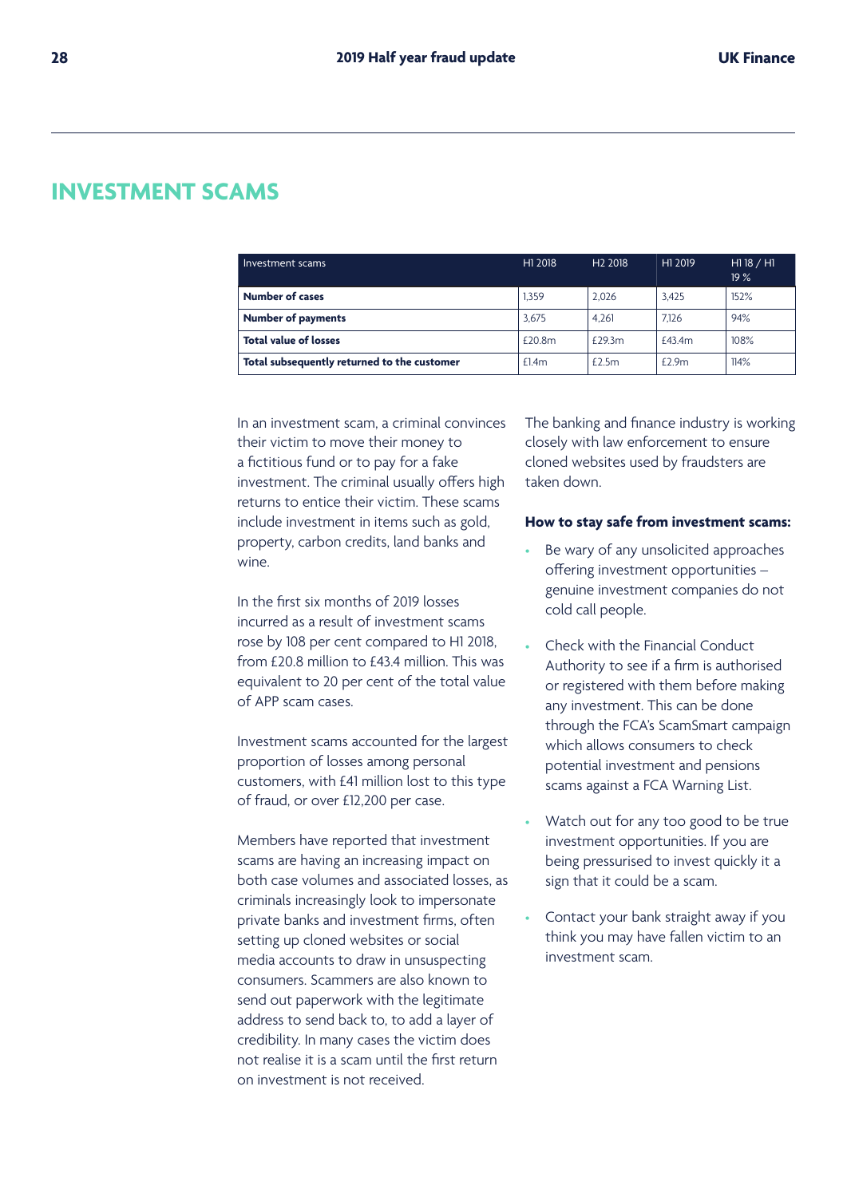# INVESTMENT SCAMS

| Investment scams | H1 2018 | H2 2018 | H1 2019 | H1 18 / H1 19 % |
|---|---|---|---|---|
| **Number of cases** | 1,359 | 2,026 | 3,425 | 152% |
| **Number of payments** | 3,675 | 4,261 | 7,126 | 94% |
| **Total value of losses** | £20.8m | £29.3m | £43.4m | 108% |
| **Total subsequently returned to the customer** | £1.4m | £2.5m | £2.9m | 114% |

In an investment scam, a criminal convinces their victim to move their money to a fictitious fund or to pay for a fake investment. The criminal usually offers high returns to entice their victim. These scams include investment in items such as gold, property, carbon credits, land banks and wine.

In the first six months of 2019 losses incurred as a result of investment scams rose by 108 per cent compared to H1 2018, from £20.8 million to £43.4 million. This was equivalent to 20 per cent of the total value of APP scam cases.

Investment scams accounted for the largest proportion of losses among personal customers, with £41 million lost to this type of fraud, or over £12,200 per case.

Members have reported that investment scams are having an increasing impact on both case volumes and associated losses, as criminals increasingly look to impersonate private banks and investment firms, often setting up cloned websites or social media accounts to draw in unsuspecting consumers. Scammers are also known to send out paperwork with the legitimate address to send back to, to add a layer of credibility. In many cases the victim does not realise it is a scam until the first return on investment is not received.

The banking and finance industry is working closely with law enforcement to ensure cloned websites used by fraudsters are taken down.

**How to stay safe from investment scams:**

- Be wary of any unsolicited approaches offering investment opportunities – genuine investment companies do not cold call people.
- Check with the Financial Conduct Authority to see if a firm is authorised or registered with them before making any investment. This can be done through the FCA's ScamSmart campaign which allows consumers to check potential investment and pensions scams against a FCA Warning List.
- Watch out for any too good to be true investment opportunities. If you are being pressurised to invest quickly it a sign that it could be a scam.
- Contact your bank straight away if you think you may have fallen victim to an investment scam.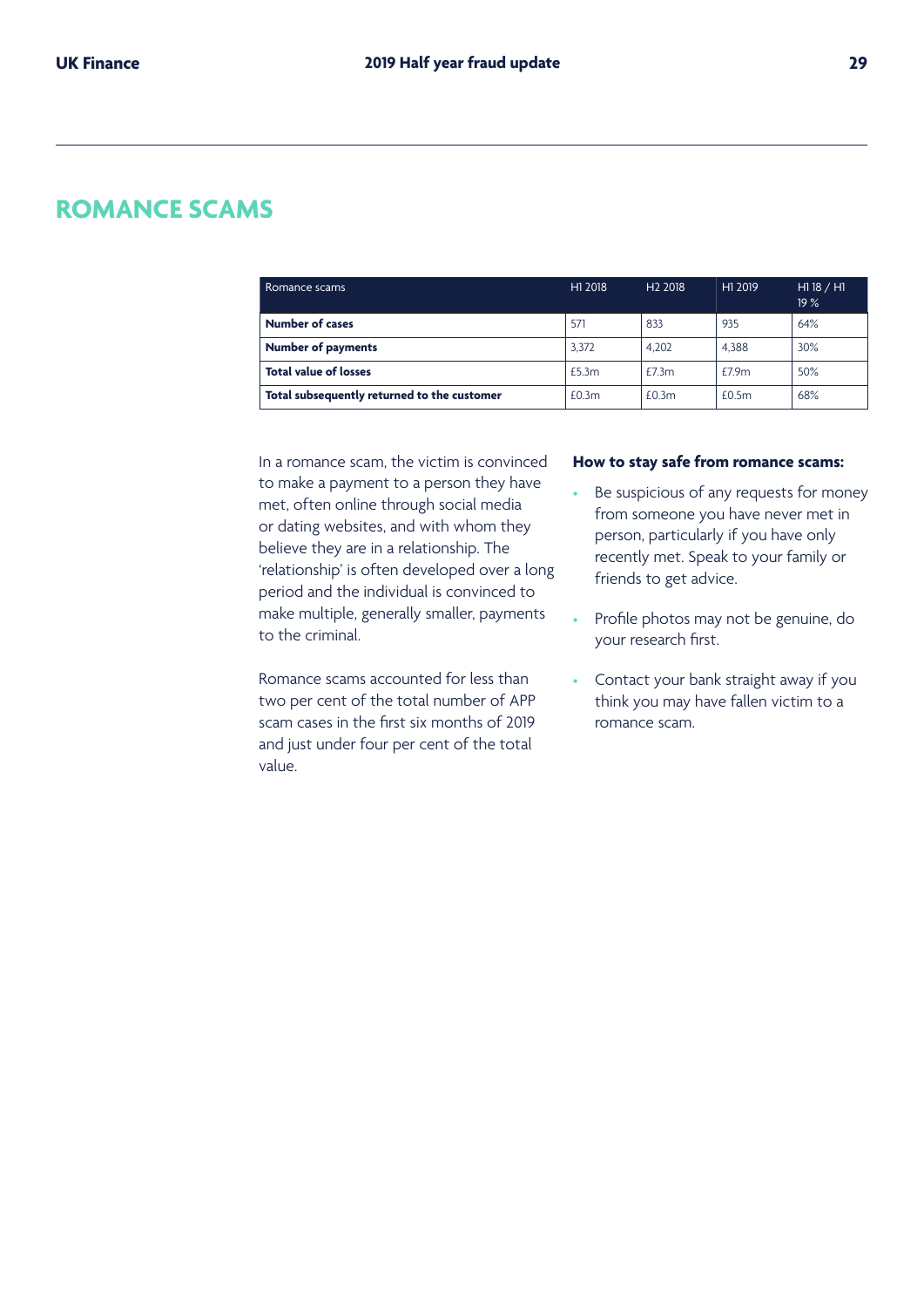# ROMANCE SCAMS

| Romance scams | H1 2018 | H2 2018 | H1 2019 | H1 18 / H1 19 % |
|---|---|---|---|---|
| **Number of cases** | 571 | 833 | 935 | 64% |
| **Number of payments** | 3,372 | 4,202 | 4,388 | 30% |
| **Total value of losses** | £5.3m | £7.3m | £7.9m | 50% |
| **Total subsequently returned to the customer** | £0.3m | £0.3m | £0.5m | 68% |

In a romance scam, the victim is convinced to make a payment to a person they have met, often online through social media or dating websites, and with whom they believe they are in a relationship. The 'relationship' is often developed over a long period and the individual is convinced to make multiple, generally smaller, payments to the criminal.

Romance scams accounted for less than two per cent of the total number of APP scam cases in the first six months of 2019 and just under four per cent of the total value.

**How to stay safe from romance scams:**

- Be suspicious of any requests for money from someone you have never met in person, particularly if you have only recently met. Speak to your family or friends to get advice.
- Profile photos may not be genuine, do your research first.
- Contact your bank straight away if you think you may have fallen victim to a romance scam.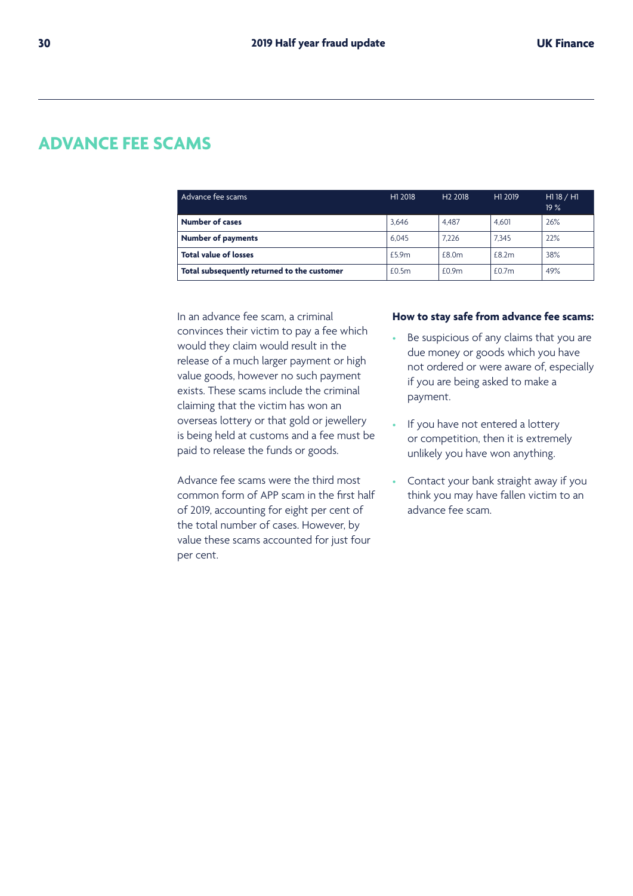## ADVANCE FEE SCAMS

| Advance fee scams | H1 2018 | H2 2018 | H1 2019 | H1 18 / H1 19 % |
|---|---|---|---|---|
| **Number of cases** | 3,646 | 4,487 | 4,601 | 26% |
| **Number of payments** | 6,045 | 7,226 | 7,345 | 22% |
| **Total value of losses** | £5.9m | £8.0m | £8.2m | 38% |
| **Total subsequently returned to the customer** | £0.5m | £0.9m | £0.7m | 49% |

In an advance fee scam, a criminal convinces their victim to pay a fee which would they claim would result in the release of a much larger payment or high value goods, however no such payment exists. These scams include the criminal claiming that the victim has won an overseas lottery or that gold or jewellery is being held at customs and a fee must be paid to release the funds or goods.

Advance fee scams were the third most common form of APP scam in the first half of 2019, accounting for eight per cent of the total number of cases. However, by value these scams accounted for just four per cent.

**How to stay safe from advance fee scams:**

- Be suspicious of any claims that you are due money or goods which you have not ordered or were aware of, especially if you are being asked to make a payment.
- If you have not entered a lottery or competition, then it is extremely unlikely you have won anything.
- Contact your bank straight away if you think you may have fallen victim to an advance fee scam.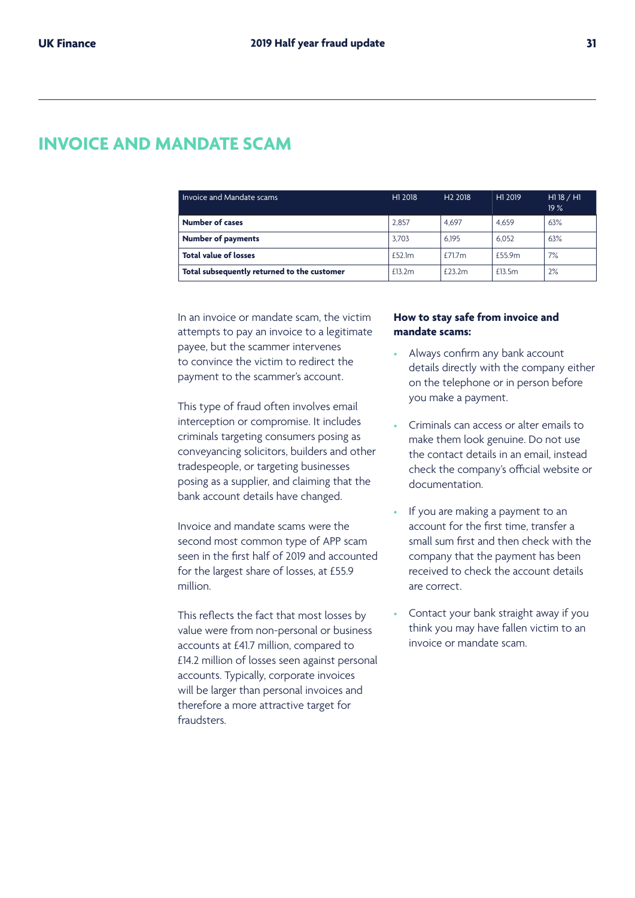# INVOICE AND MANDATE SCAM

| Invoice and Mandate scams | H1 2018 | H2 2018 | H1 2019 | H1 18 / H1 19 % |
|---|---|---|---|---|
| **Number of cases** | 2,857 | 4,697 | 4,659 | 63% |
| **Number of payments** | 3,703 | 6,195 | 6,052 | 63% |
| **Total value of losses** | £52.1m | £71.7m | £55.9m | 7% |
| **Total subsequently returned to the customer** | £13.2m | £23.2m | £13.5m | 2% |

In an invoice or mandate scam, the victim attempts to pay an invoice to a legitimate payee, but the scammer intervenes to convince the victim to redirect the payment to the scammer's account.

This type of fraud often involves email interception or compromise. It includes criminals targeting consumers posing as conveyancing solicitors, builders and other tradespeople, or targeting businesses posing as a supplier, and claiming that the bank account details have changed.

Invoice and mandate scams were the second most common type of APP scam seen in the first half of 2019 and accounted for the largest share of losses, at £55.9 million.

This reflects the fact that most losses by value were from non-personal or business accounts at £41.7 million, compared to £14.2 million of losses seen against personal accounts. Typically, corporate invoices will be larger than personal invoices and therefore a more attractive target for fraudsters.

**How to stay safe from invoice and mandate scams:**

- Always confirm any bank account details directly with the company either on the telephone or in person before you make a payment.
- Criminals can access or alter emails to make them look genuine. Do not use the contact details in an email, instead check the company's official website or documentation.
- If you are making a payment to an account for the first time, transfer a small sum first and then check with the company that the payment has been received to check the account details are correct.
- Contact your bank straight away if you think you may have fallen victim to an invoice or mandate scam.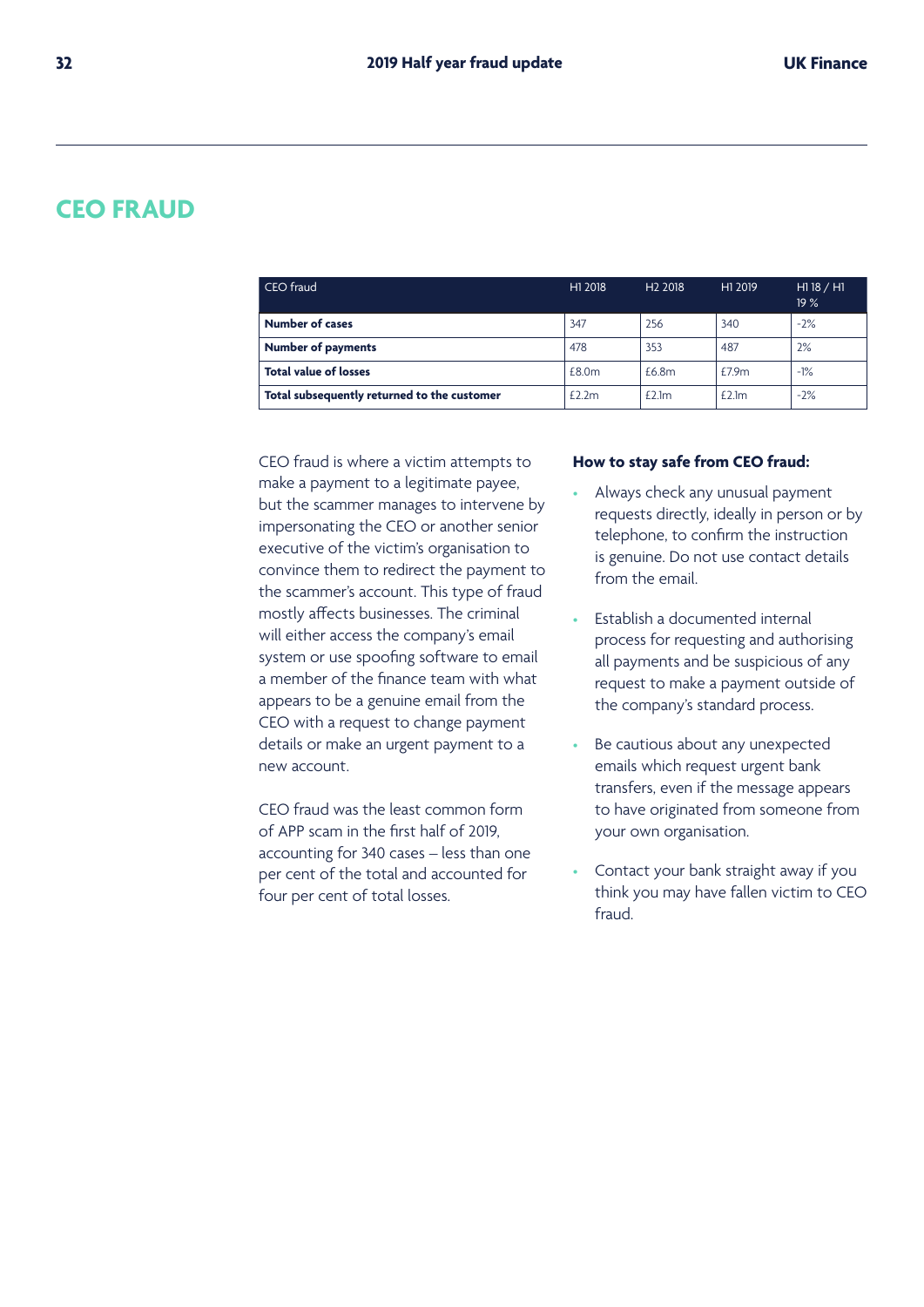# CEO FRAUD

| CEO fraud | H1 2018 | H2 2018 | H1 2019 | H1 18 / H1 19 % |
|---|---|---|---|---|
| **Number of cases** | 347 | 256 | 340 | -2% |
| **Number of payments** | 478 | 353 | 487 | 2% |
| **Total value of losses** | £8.0m | £6.8m | £7.9m | -1% |
| **Total subsequently returned to the customer** | £2.2m | £2.1m | £2.1m | -2% |

CEO fraud is where a victim attempts to make a payment to a legitimate payee, but the scammer manages to intervene by impersonating the CEO or another senior executive of the victim's organisation to convince them to redirect the payment to the scammer's account. This type of fraud mostly affects businesses. The criminal will either access the company's email system or use spoofing software to email a member of the finance team with what appears to be a genuine email from the CEO with a request to change payment details or make an urgent payment to a new account.

CEO fraud was the least common form of APP scam in the first half of 2019, accounting for 340 cases – less than one per cent of the total and accounted for four per cent of total losses.

**How to stay safe from CEO fraud:**

- Always check any unusual payment requests directly, ideally in person or by telephone, to confirm the instruction is genuine. Do not use contact details from the email.
- Establish a documented internal process for requesting and authorising all payments and be suspicious of any request to make a payment outside of the company's standard process.
- Be cautious about any unexpected emails which request urgent bank transfers, even if the message appears to have originated from someone from your own organisation.
- Contact your bank straight away if you think you may have fallen victim to CEO fraud.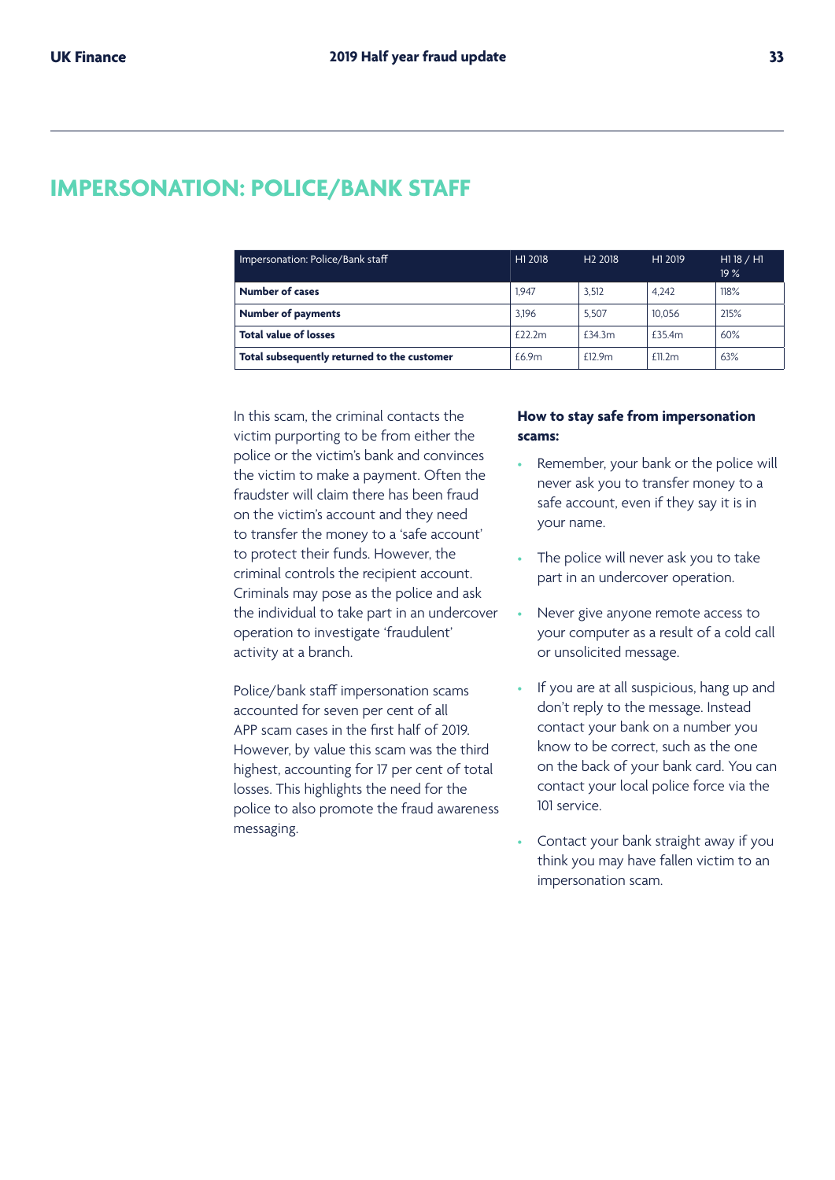# IMPERSONATION: POLICE/BANK STAFF

| Impersonation: Police/Bank staff | H1 2018 | H2 2018 | H1 2019 | H1 18 / H1 19 % |
|---|---|---|---|---|
| **Number of cases** | 1,947 | 3,512 | 4,242 | 118% |
| **Number of payments** | 3,196 | 5,507 | 10,056 | 215% |
| **Total value of losses** | £22.2m | £34.3m | £35.4m | 60% |
| **Total subsequently returned to the customer** | £6.9m | £12.9m | £11.2m | 63% |

In this scam, the criminal contacts the victim purporting to be from either the police or the victim's bank and convinces the victim to make a payment. Often the fraudster will claim there has been fraud on the victim's account and they need to transfer the money to a 'safe account' to protect their funds. However, the criminal controls the recipient account. Criminals may pose as the police and ask the individual to take part in an undercover operation to investigate 'fraudulent' activity at a branch.

Police/bank staff impersonation scams accounted for seven per cent of all APP scam cases in the first half of 2019. However, by value this scam was the third highest, accounting for 17 per cent of total losses. This highlights the need for the police to also promote the fraud awareness messaging.

**How to stay safe from impersonation scams:**

- Remember, your bank or the police will never ask you to transfer money to a safe account, even if they say it is in your name.
- The police will never ask you to take part in an undercover operation.
- Never give anyone remote access to your computer as a result of a cold call or unsolicited message.
- If you are at all suspicious, hang up and don't reply to the message. Instead contact your bank on a number you know to be correct, such as the one on the back of your bank card. You can contact your local police force via the 101 service.
- Contact your bank straight away if you think you may have fallen victim to an impersonation scam.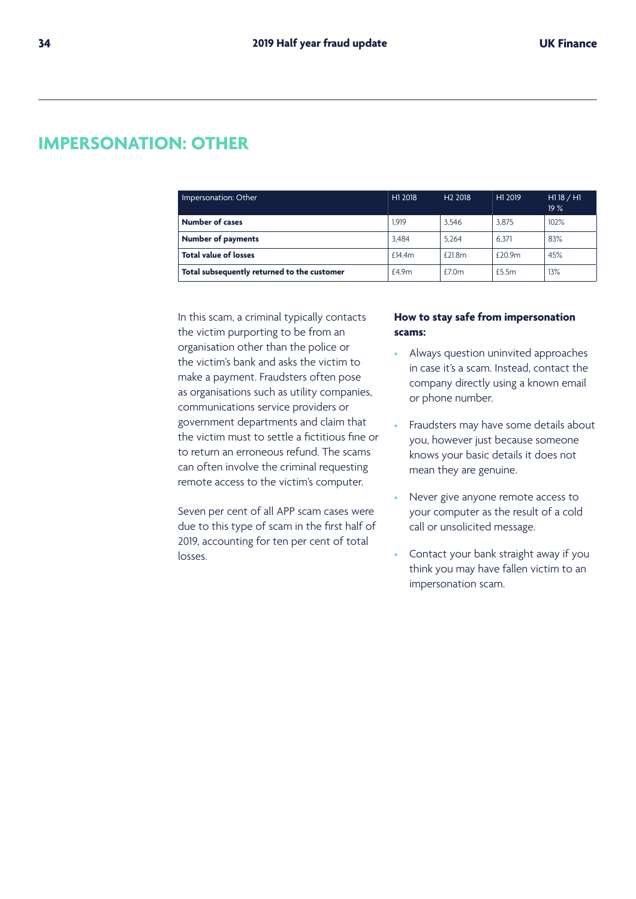# IMPERSONATION: OTHER

| Impersonation: Other | H1 2018 | H2 2018 | H1 2019 | H1 18 / H1 19 % |
|---|---|---|---|---|
| **Number of cases** | 1,919 | 3,546 | 3,875 | 102% |
| **Number of payments** | 3,484 | 5,264 | 6,371 | 83% |
| **Total value of losses** | £14.4m | £21.8m | £20.9m | 45% |
| **Total subsequently returned to the customer** | £4.9m | £7.0m | £5.5m | 13% |

In this scam, a criminal typically contacts the victim purporting to be from an organisation other than the police or the victim's bank and asks the victim to make a payment. Fraudsters often pose as organisations such as utility companies, communications service providers or government departments and claim that the victim must to settle a fictitious fine or to return an erroneous refund. The scams can often involve the criminal requesting remote access to the victim's computer.

Seven per cent of all APP scam cases were due to this type of scam in the first half of 2019, accounting for ten per cent of total losses.

**How to stay safe from impersonation scams:**

- Always question uninvited approaches in case it's a scam. Instead, contact the company directly using a known email or phone number.
- Fraudsters may have some details about you, however just because someone knows your basic details it does not mean they are genuine.
- Never give anyone remote access to your computer as the result of a cold call or unsolicited message.
- Contact your bank straight away if you think you may have fallen victim to an impersonation scam.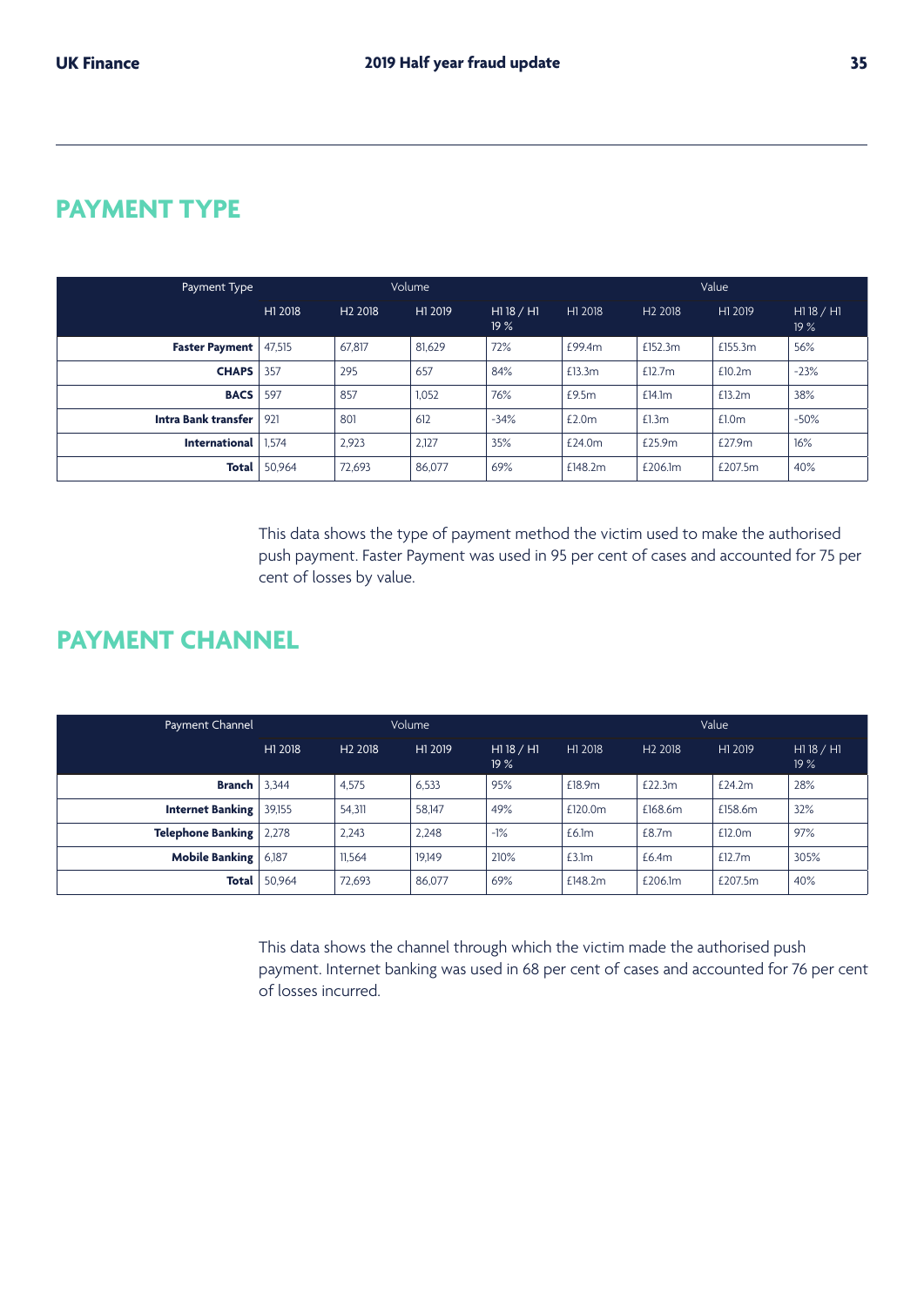## PAYMENT TYPE

| Payment Type | Volume | | | | Value | | | |
|---|---|---|---|---|---|---|---|---|
| | H1 2018 | H2 2018 | H1 2019 | H1 18 / H1 19 % | H1 2018 | H2 2018 | H1 2019 | H1 18 / H1 19 % |
| **Faster Payment** | 47,515 | 67,817 | 81,629 | 72% | £99.4m | £152.3m | £155.3m | 56% |
| **CHAPS** | 357 | 295 | 657 | 84% | £13.3m | £12.7m | £10.2m | -23% |
| **BACS** | 597 | 857 | 1,052 | 76% | £9.5m | £14.1m | £13.2m | 38% |
| **Intra Bank transfer** | 921 | 801 | 612 | -34% | £2.0m | £1.3m | £1.0m | -50% |
| **International** | 1,574 | 2,923 | 2,127 | 35% | £24.0m | £25.9m | £27.9m | 16% |
| **Total** | 50,964 | 72,693 | 86,077 | 69% | £148.2m | £206.1m | £207.5m | 40% |

This data shows the type of payment method the victim used to make the authorised push payment. Faster Payment was used in 95 per cent of cases and accounted for 75 per cent of losses by value.

## PAYMENT CHANNEL

| Payment Channel | Volume | | | | Value | | | |
|---|---|---|---|---|---|---|---|---|
| | H1 2018 | H2 2018 | H1 2019 | H1 18 / H1 19 % | H1 2018 | H2 2018 | H1 2019 | H1 18 / H1 19 % |
| **Branch** | 3,344 | 4,575 | 6,533 | 95% | £18.9m | £22.3m | £24.2m | 28% |
| **Internet Banking** | 39,155 | 54,311 | 58,147 | 49% | £120.0m | £168.6m | £158.6m | 32% |
| **Telephone Banking** | 2,278 | 2,243 | 2,248 | -1% | £6.1m | £8.7m | £12.0m | 97% |
| **Mobile Banking** | 6,187 | 11,564 | 19,149 | 210% | £3.1m | £6.4m | £12.7m | 305% |
| **Total** | 50,964 | 72,693 | 86,077 | 69% | £148.2m | £206.1m | £207.5m | 40% |

This data shows the channel through which the victim made the authorised push payment. Internet banking was used in 68 per cent of cases and accounted for 76 per cent of losses incurred.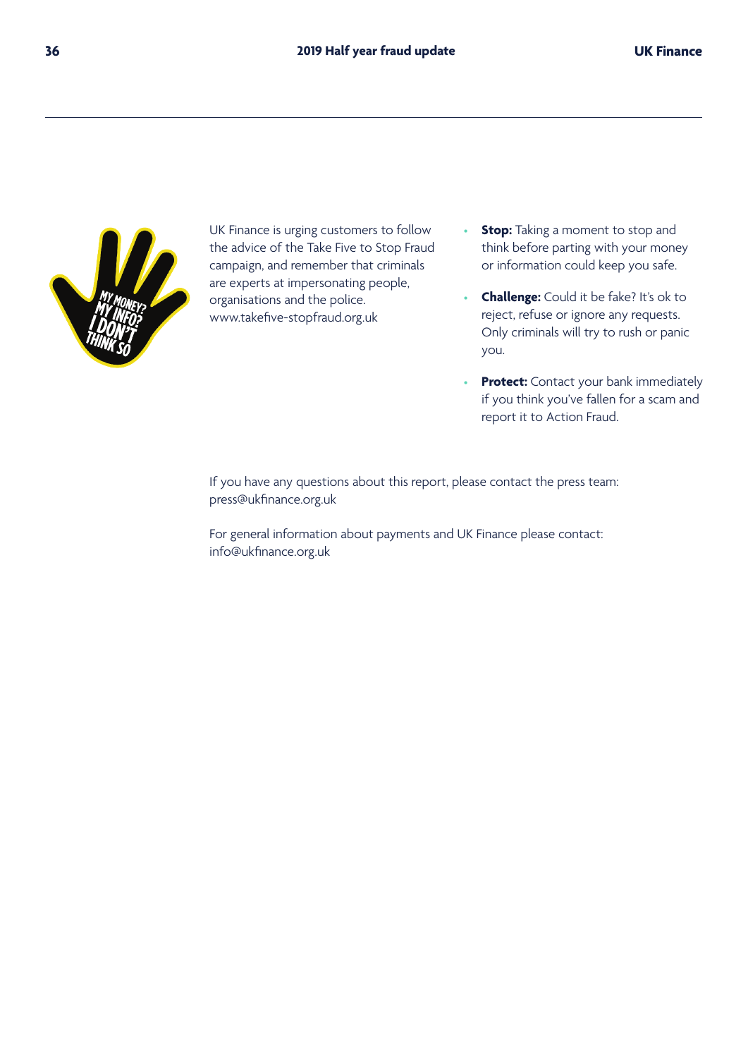UK Finance is urging customers to follow the advice of the Take Five to Stop Fraud campaign, and remember that criminals are experts at impersonating people, organisations and the police. www.takefive-stopfraud.org.uk

- **Stop:** Taking a moment to stop and think before parting with your money or information could keep you safe.
- **Challenge:** Could it be fake? It's ok to reject, refuse or ignore any requests. Only criminals will try to rush or panic you.
- **Protect:** Contact your bank immediately if you think you've fallen for a scam and report it to Action Fraud.

If you have any questions about this report, please contact the press team: press@ukfinance.org.uk

For general information about payments and UK Finance please contact: info@ukfinance.org.uk